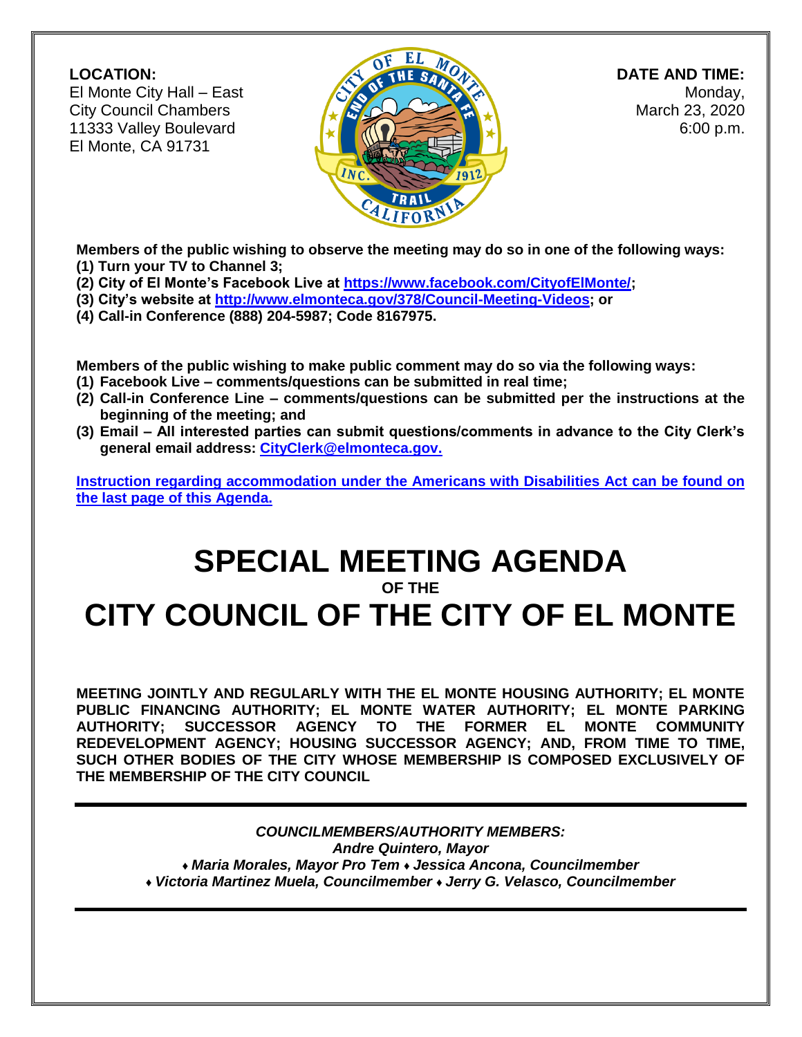**LOCATION:**
El Monte City Hall – East
City Council Chambers
11333 Valley Boulevard
El Monte, CA 91731

**DATE AND TIME:**
Monday,
March 23, 2020
6:00 p.m.

**Members of the public wishing to observe the meeting may do so in one of the following ways:**
**(1) Turn your TV to Channel 3;**
**(2) City of El Monte's Facebook Live at https://www.facebook.com/CityofElMonte/;**
**(3) City's website at http://www.elmonteca.gov/378/Council-Meeting-Videos; or**
**(4) Call-in Conference (888) 204-5987; Code 8167975.**

**Members of the public wishing to make public comment may do so via the following ways:**
1. **Facebook Live – comments/questions can be submitted in real time;**
2. **Call-in Conference Line – comments/questions can be submitted per the instructions at the beginning of the meeting; and**
3. **Email – All interested parties can submit questions/comments in advance to the City Clerk's general email address: CityClerk@elmonteca.gov.**

**Instruction regarding accommodation under the Americans with Disabilities Act can be found on the last page of this Agenda.**

# SPECIAL MEETING AGENDA

**OF THE**

# CITY COUNCIL OF THE CITY OF EL MONTE

**MEETING JOINTLY AND REGULARLY WITH THE EL MONTE HOUSING AUTHORITY; EL MONTE PUBLIC FINANCING AUTHORITY; EL MONTE WATER AUTHORITY; EL MONTE PARKING AUTHORITY; SUCCESSOR AGENCY TO THE FORMER EL MONTE COMMUNITY REDEVELOPMENT AGENCY; HOUSING SUCCESSOR AGENCY; AND, FROM TIME TO TIME, SUCH OTHER BODIES OF THE CITY WHOSE MEMBERSHIP IS COMPOSED EXCLUSIVELY OF THE MEMBERSHIP OF THE CITY COUNCIL**

---

***COUNCILMEMBERS/AUTHORITY MEMBERS:***
***Andre Quintero, Mayor***
***♦ Maria Morales, Mayor Pro Tem ♦ Jessica Ancona, Councilmember***
***♦ Victoria Martinez Muela, Councilmember ♦ Jerry G. Velasco, Councilmember***

---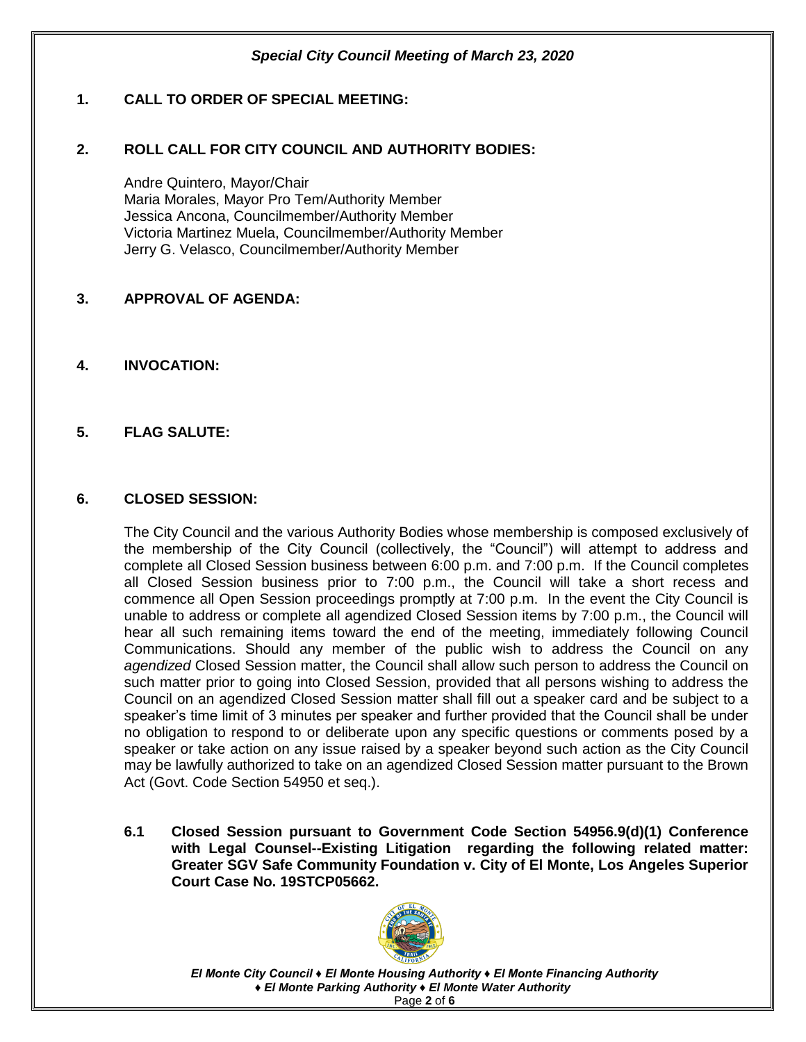## 1. CALL TO ORDER OF SPECIAL MEETING:

## 2. ROLL CALL FOR CITY COUNCIL AND AUTHORITY BODIES:

Andre Quintero, Mayor/Chair
Maria Morales, Mayor Pro Tem/Authority Member
Jessica Ancona, Councilmember/Authority Member
Victoria Martinez Muela, Councilmember/Authority Member
Jerry G. Velasco, Councilmember/Authority Member

## 3. APPROVAL OF AGENDA:

## 4. INVOCATION:

## 5. FLAG SALUTE:

## 6. CLOSED SESSION:

The City Council and the various Authority Bodies whose membership is composed exclusively of the membership of the City Council (collectively, the "Council") will attempt to address and complete all Closed Session business between 6:00 p.m. and 7:00 p.m. If the Council completes all Closed Session business prior to 7:00 p.m., the Council will take a short recess and commence all Open Session proceedings promptly at 7:00 p.m. In the event the City Council is unable to address or complete all agendized Closed Session items by 7:00 p.m., the Council will hear all such remaining items toward the end of the meeting, immediately following Council Communications. Should any member of the public wish to address the Council on any *agendized* Closed Session matter, the Council shall allow such person to address the Council on such matter prior to going into Closed Session, provided that all persons wishing to address the Council on an agendized Closed Session matter shall fill out a speaker card and be subject to a speaker's time limit of 3 minutes per speaker and further provided that the Council shall be under no obligation to respond to or deliberate upon any specific questions or comments posed by a speaker or take action on any issue raised by a speaker beyond such action as the City Council may be lawfully authorized to take on an agendized Closed Session matter pursuant to the Brown Act (Govt. Code Section 54950 et seq.).

**6.1 Closed Session pursuant to Government Code Section 54956.9(d)(1) Conference with Legal Counsel--Existing Litigation regarding the following related matter: Greater SGV Safe Community Foundation v. City of El Monte, Los Angeles Superior Court Case No. 19STCP05662.**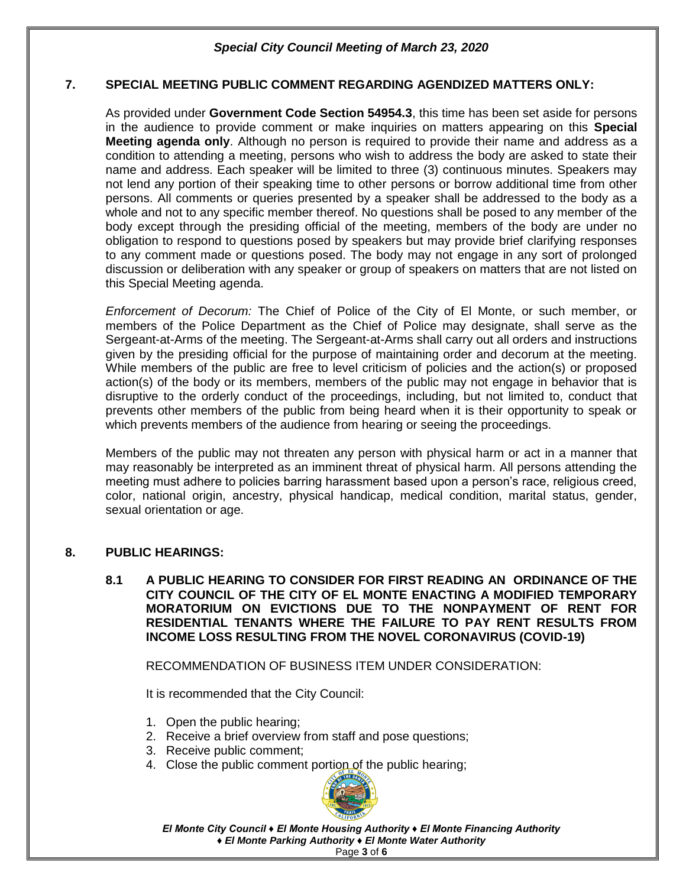## 7. SPECIAL MEETING PUBLIC COMMENT REGARDING AGENDIZED MATTERS ONLY:

As provided under **Government Code Section 54954.3**, this time has been set aside for persons in the audience to provide comment or make inquiries on matters appearing on this **Special Meeting agenda only**. Although no person is required to provide their name and address as a condition to attending a meeting, persons who wish to address the body are asked to state their name and address. Each speaker will be limited to three (3) continuous minutes. Speakers may not lend any portion of their speaking time to other persons or borrow additional time from other persons. All comments or queries presented by a speaker shall be addressed to the body as a whole and not to any specific member thereof. No questions shall be posed to any member of the body except through the presiding official of the meeting, members of the body are under no obligation to respond to questions posed by speakers but may provide brief clarifying responses to any comment made or questions posed. The body may not engage in any sort of prolonged discussion or deliberation with any speaker or group of speakers on matters that are not listed on this Special Meeting agenda.

*Enforcement of Decorum:* The Chief of Police of the City of El Monte, or such member, or members of the Police Department as the Chief of Police may designate, shall serve as the Sergeant-at-Arms of the meeting. The Sergeant-at-Arms shall carry out all orders and instructions given by the presiding official for the purpose of maintaining order and decorum at the meeting. While members of the public are free to level criticism of policies and the action(s) or proposed action(s) of the body or its members, members of the public may not engage in behavior that is disruptive to the orderly conduct of the proceedings, including, but not limited to, conduct that prevents other members of the public from being heard when it is their opportunity to speak or which prevents members of the audience from hearing or seeing the proceedings.

Members of the public may not threaten any person with physical harm or act in a manner that may reasonably be interpreted as an imminent threat of physical harm. All persons attending the meeting must adhere to policies barring harassment based upon a person's race, religious creed, color, national origin, ancestry, physical handicap, medical condition, marital status, gender, sexual orientation or age.

## 8. PUBLIC HEARINGS:

### 8.1 A PUBLIC HEARING TO CONSIDER FOR FIRST READING AN ORDINANCE OF THE CITY COUNCIL OF THE CITY OF EL MONTE ENACTING A MODIFIED TEMPORARY MORATORIUM ON EVICTIONS DUE TO THE NONPAYMENT OF RENT FOR RESIDENTIAL TENANTS WHERE THE FAILURE TO PAY RENT RESULTS FROM INCOME LOSS RESULTING FROM THE NOVEL CORONAVIRUS (COVID-19)

RECOMMENDATION OF BUSINESS ITEM UNDER CONSIDERATION:

It is recommended that the City Council:

1. Open the public hearing;
2. Receive a brief overview from staff and pose questions;
3. Receive public comment;
4. Close the public comment portion of the public hearing;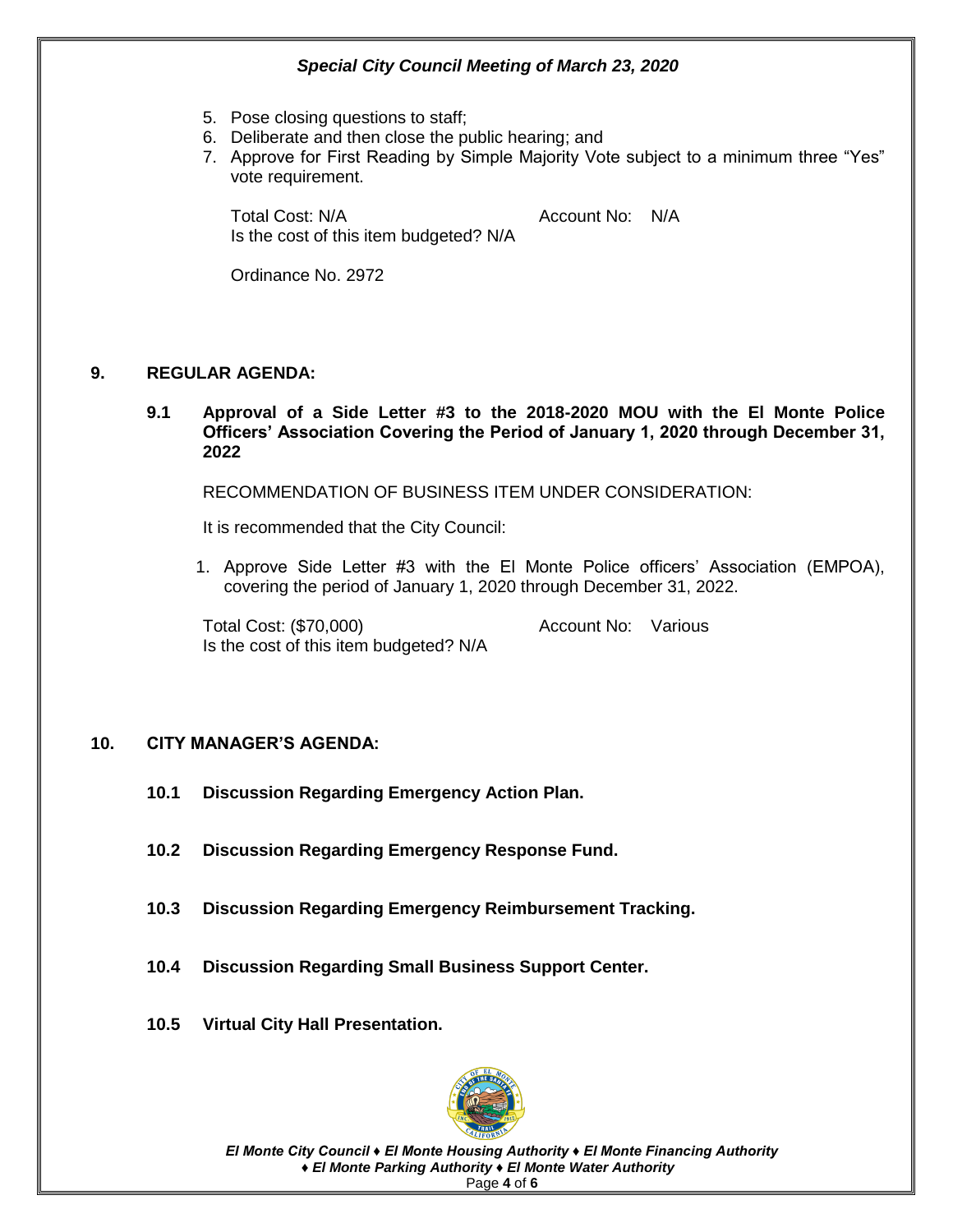5. Pose closing questions to staff;
6. Deliberate and then close the public hearing; and
7. Approve for First Reading by Simple Majority Vote subject to a minimum three "Yes" vote requirement.

Total Cost: N/A  Account No: N/A
Is the cost of this item budgeted? N/A

Ordinance No. 2972

## 9. REGULAR AGENDA:

### 9.1 Approval of a Side Letter #3 to the 2018-2020 MOU with the El Monte Police Officers' Association Covering the Period of January 1, 2020 through December 31, 2022

RECOMMENDATION OF BUSINESS ITEM UNDER CONSIDERATION:

It is recommended that the City Council:

1. Approve Side Letter #3 with the El Monte Police officers' Association (EMPOA), covering the period of January 1, 2020 through December 31, 2022.

Total Cost: ($70,000)  Account No: Various
Is the cost of this item budgeted? N/A

## 10. CITY MANAGER'S AGENDA:

### 10.1 Discussion Regarding Emergency Action Plan.

### 10.2 Discussion Regarding Emergency Response Fund.

### 10.3 Discussion Regarding Emergency Reimbursement Tracking.

### 10.4 Discussion Regarding Small Business Support Center.

### 10.5 Virtual City Hall Presentation.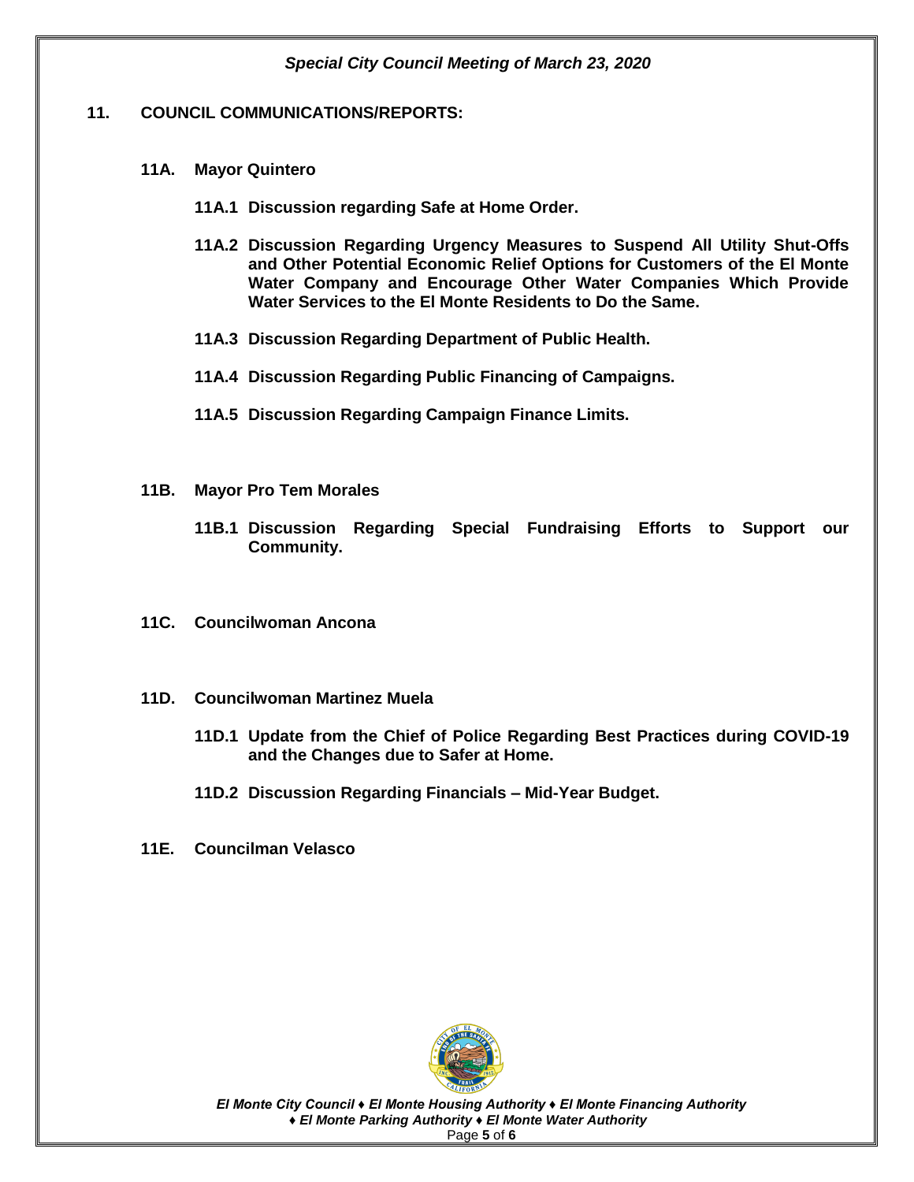## 11. COUNCIL COMMUNICATIONS/REPORTS:

### 11A. Mayor Quintero

**11A.1 Discussion regarding Safe at Home Order.**

**11A.2 Discussion Regarding Urgency Measures to Suspend All Utility Shut-Offs and Other Potential Economic Relief Options for Customers of the El Monte Water Company and Encourage Other Water Companies Which Provide Water Services to the El Monte Residents to Do the Same.**

**11A.3 Discussion Regarding Department of Public Health.**

**11A.4 Discussion Regarding Public Financing of Campaigns.**

**11A.5 Discussion Regarding Campaign Finance Limits.**

### 11B. Mayor Pro Tem Morales

**11B.1 Discussion Regarding Special Fundraising Efforts to Support our Community.**

### 11C. Councilwoman Ancona

### 11D. Councilwoman Martinez Muela

**11D.1 Update from the Chief of Police Regarding Best Practices during COVID-19 and the Changes due to Safer at Home.**

**11D.2 Discussion Regarding Financials – Mid-Year Budget.**

### 11E. Councilman Velasco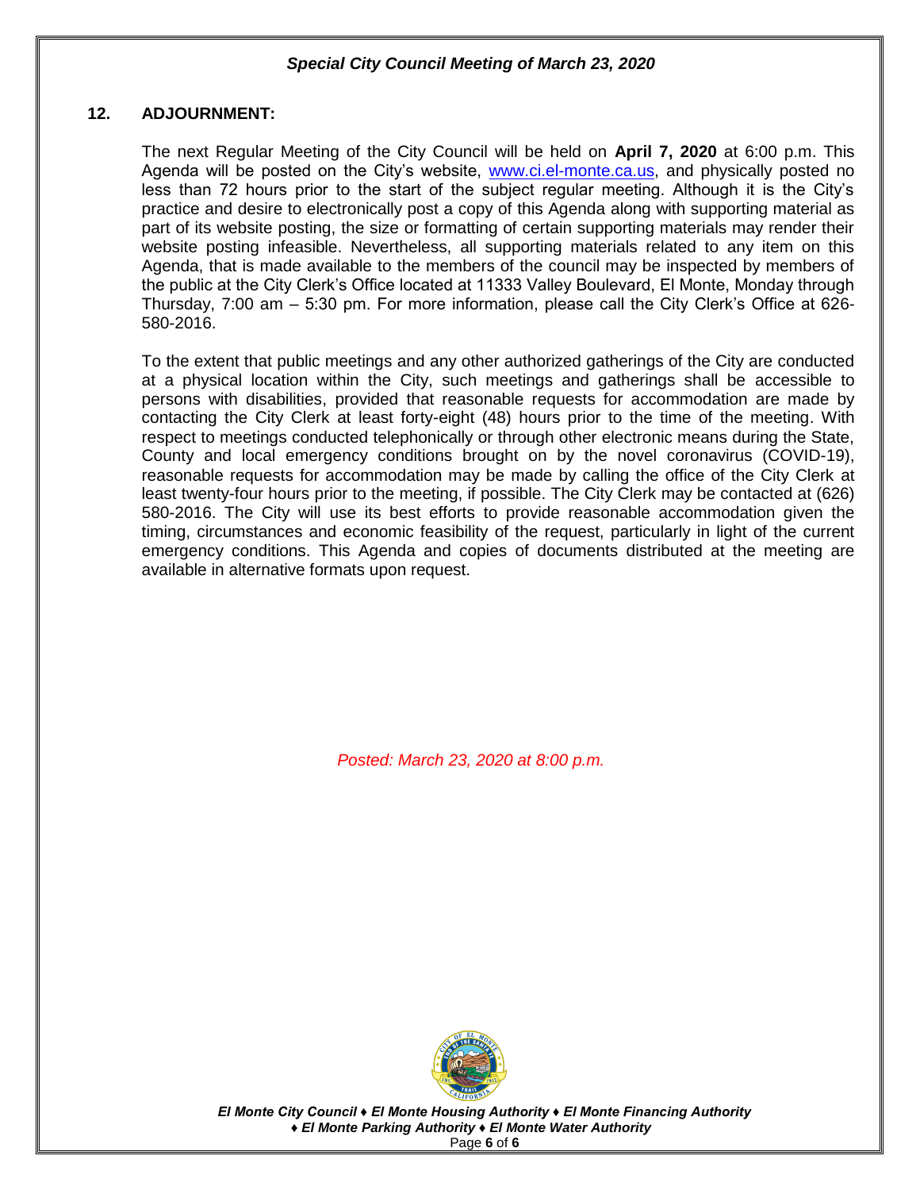## 12. ADJOURNMENT:

The next Regular Meeting of the City Council will be held on **April 7, 2020** at 6:00 p.m. This Agenda will be posted on the City's website, [www.ci.el-monte.ca.us](http://www.ci.el-monte.ca.us), and physically posted no less than 72 hours prior to the start of the subject regular meeting. Although it is the City's practice and desire to electronically post a copy of this Agenda along with supporting material as part of its website posting, the size or formatting of certain supporting materials may render their website posting infeasible. Nevertheless, all supporting materials related to any item on this Agenda, that is made available to the members of the council may be inspected by members of the public at the City Clerk's Office located at 11333 Valley Boulevard, El Monte, Monday through Thursday, 7:00 am – 5:30 pm. For more information, please call the City Clerk's Office at 626-580-2016.

To the extent that public meetings and any other authorized gatherings of the City are conducted at a physical location within the City, such meetings and gatherings shall be accessible to persons with disabilities, provided that reasonable requests for accommodation are made by contacting the City Clerk at least forty-eight (48) hours prior to the time of the meeting. With respect to meetings conducted telephonically or through other electronic means during the State, County and local emergency conditions brought on by the novel coronavirus (COVID-19), reasonable requests for accommodation may be made by calling the office of the City Clerk at least twenty-four hours prior to the meeting, if possible. The City Clerk may be contacted at (626) 580-2016. The City will use its best efforts to provide reasonable accommodation given the timing, circumstances and economic feasibility of the request, particularly in light of the current emergency conditions. This Agenda and copies of documents distributed at the meeting are available in alternative formats upon request.

*Posted: March 23, 2020 at 8:00 p.m.*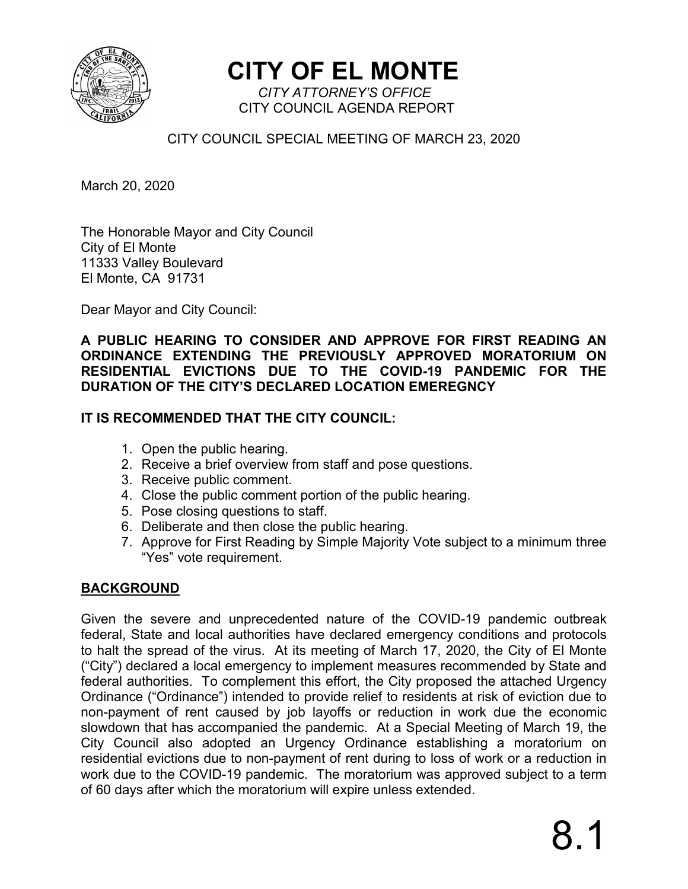# CITY OF EL MONTE

*CITY ATTORNEY'S OFFICE*
CITY COUNCIL AGENDA REPORT

CITY COUNCIL SPECIAL MEETING OF MARCH 23, 2020

March 20, 2020

The Honorable Mayor and City Council
City of El Monte
11333 Valley Boulevard
El Monte, CA 91731

Dear Mayor and City Council:

**A PUBLIC HEARING TO CONSIDER AND APPROVE FOR FIRST READING AN ORDINANCE EXTENDING THE PREVIOUSLY APPROVED MORATORIUM ON RESIDENTIAL EVICTIONS DUE TO THE COVID-19 PANDEMIC FOR THE DURATION OF THE CITY'S DECLARED LOCATION EMEREGNCY**

**IT IS RECOMMENDED THAT THE CITY COUNCIL:**

1. Open the public hearing.
2. Receive a brief overview from staff and pose questions.
3. Receive public comment.
4. Close the public comment portion of the public hearing.
5. Pose closing questions to staff.
6. Deliberate and then close the public hearing.
7. Approve for First Reading by Simple Majority Vote subject to a minimum three "Yes" vote requirement.

## BACKGROUND

Given the severe and unprecedented nature of the COVID-19 pandemic outbreak federal, State and local authorities have declared emergency conditions and protocols to halt the spread of the virus. At its meeting of March 17, 2020, the City of El Monte ("City") declared a local emergency to implement measures recommended by State and federal authorities. To complement this effort, the City proposed the attached Urgency Ordinance ("Ordinance") intended to provide relief to residents at risk of eviction due to non-payment of rent caused by job layoffs or reduction in work due the economic slowdown that has accompanied the pandemic. At a Special Meeting of March 19, the City Council also adopted an Urgency Ordinance establishing a moratorium on residential evictions due to non-payment of rent during to loss of work or a reduction in work due to the COVID-19 pandemic. The moratorium was approved subject to a term of 60 days after which the moratorium will expire unless extended.

8.1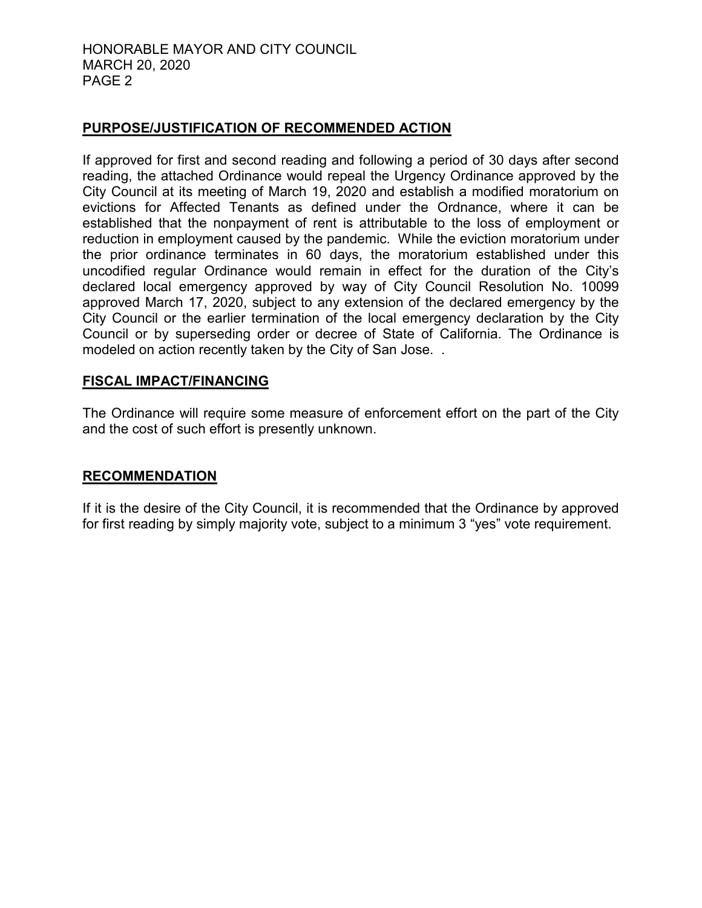## PURPOSE/JUSTIFICATION OF RECOMMENDED ACTION

If approved for first and second reading and following a period of 30 days after second reading, the attached Ordinance would repeal the Urgency Ordinance approved by the City Council at its meeting of March 19, 2020 and establish a modified moratorium on evictions for Affected Tenants as defined under the Ordnance, where it can be established that the nonpayment of rent is attributable to the loss of employment or reduction in employment caused by the pandemic. While the eviction moratorium under the prior ordinance terminates in 60 days, the moratorium established under this uncodified regular Ordinance would remain in effect for the duration of the City's declared local emergency approved by way of City Council Resolution No. 10099 approved March 17, 2020, subject to any extension of the declared emergency by the City Council or the earlier termination of the local emergency declaration by the City Council or by superseding order or decree of State of California. The Ordinance is modeled on action recently taken by the City of San Jose. .

## FISCAL IMPACT/FINANCING

The Ordinance will require some measure of enforcement effort on the part of the City and the cost of such effort is presently unknown.

## RECOMMENDATION

If it is the desire of the City Council, it is recommended that the Ordinance by approved for first reading by simply majority vote, subject to a minimum 3 "yes" vote requirement.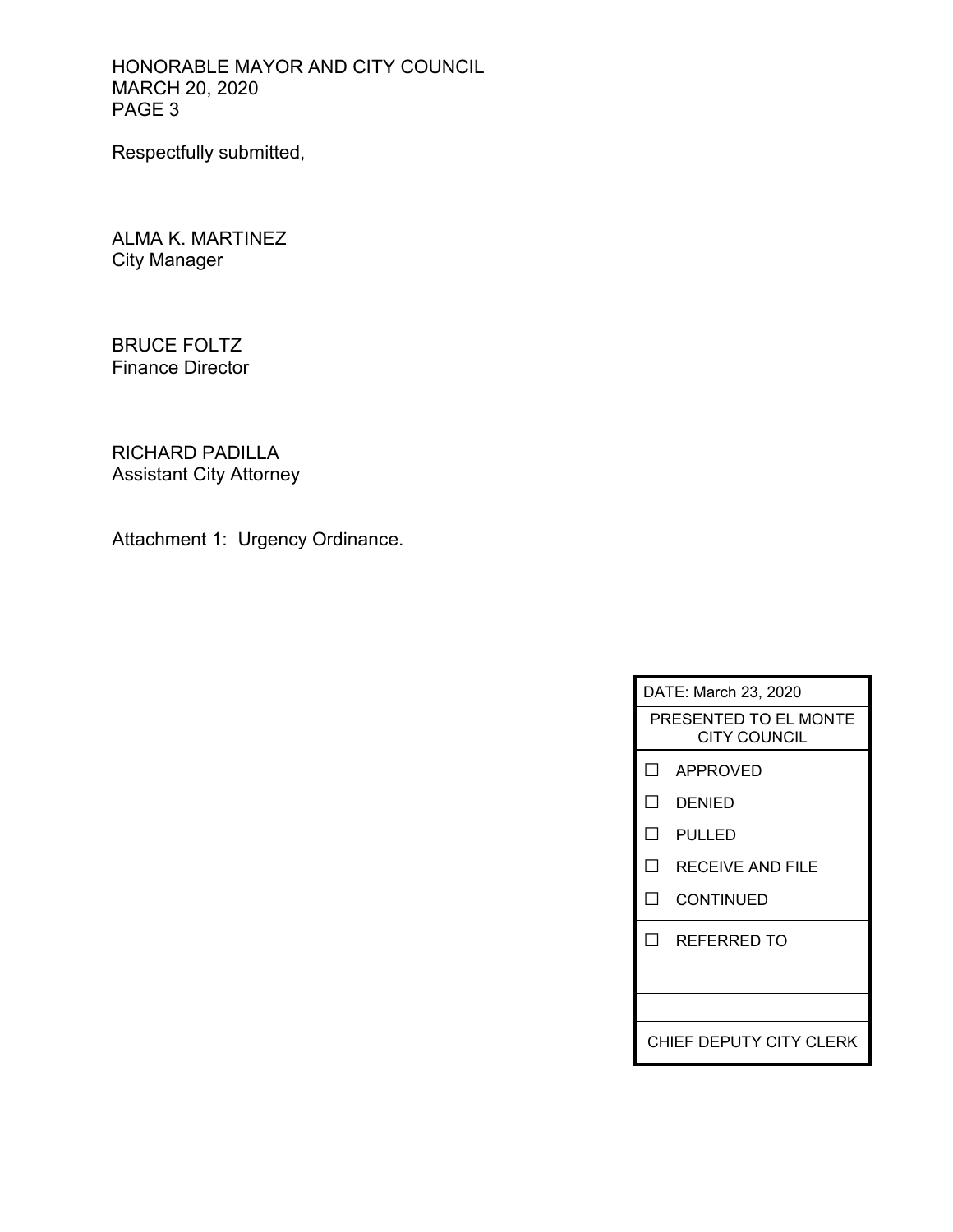Respectfully submitted,

ALMA K. MARTINEZ
City Manager

BRUCE FOLTZ
Finance Director

RICHARD PADILLA
Assistant City Attorney

Attachment 1: Urgency Ordinance.

| DATE: March 23, 2020 |
|---|
| PRESENTED TO EL MONTE CITY COUNCIL |
| ☐ APPROVED |
| ☐ DENIED |
| ☐ PULLED |
| ☐ RECEIVE AND FILE |
| ☐ CONTINUED |
| ☐ REFERRED TO |
| |
| CHIEF DEPUTY CITY CLERK |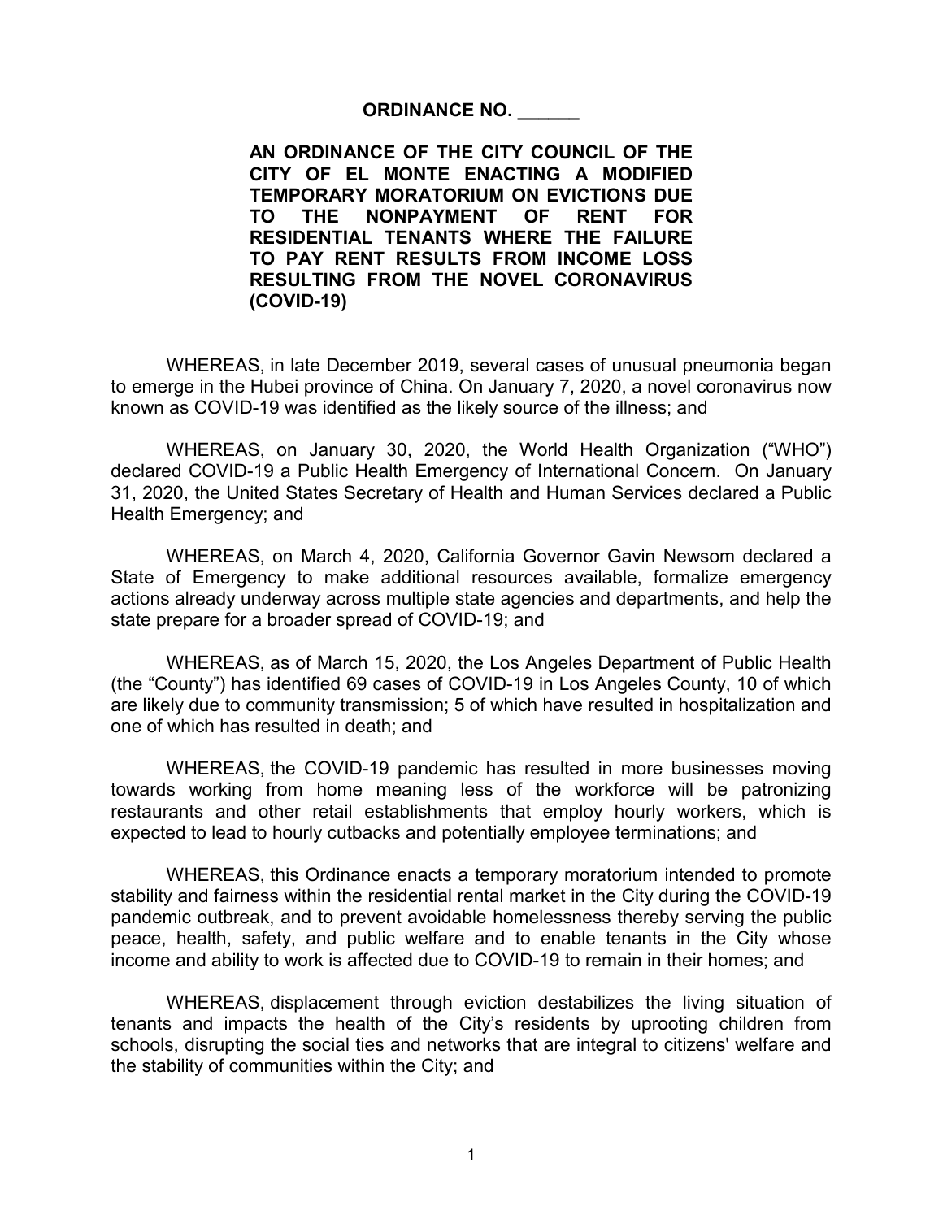**ORDINANCE NO. ______**

**AN ORDINANCE OF THE CITY COUNCIL OF THE CITY OF EL MONTE ENACTING A MODIFIED TEMPORARY MORATORIUM ON EVICTIONS DUE TO THE NONPAYMENT OF RENT FOR RESIDENTIAL TENANTS WHERE THE FAILURE TO PAY RENT RESULTS FROM INCOME LOSS RESULTING FROM THE NOVEL CORONAVIRUS (COVID-19)**

WHEREAS, in late December 2019, several cases of unusual pneumonia began to emerge in the Hubei province of China. On January 7, 2020, a novel coronavirus now known as COVID-19 was identified as the likely source of the illness; and

WHEREAS, on January 30, 2020, the World Health Organization ("WHO") declared COVID-19 a Public Health Emergency of International Concern. On January 31, 2020, the United States Secretary of Health and Human Services declared a Public Health Emergency; and

WHEREAS, on March 4, 2020, California Governor Gavin Newsom declared a State of Emergency to make additional resources available, formalize emergency actions already underway across multiple state agencies and departments, and help the state prepare for a broader spread of COVID-19; and

WHEREAS, as of March 15, 2020, the Los Angeles Department of Public Health (the "County") has identified 69 cases of COVID-19 in Los Angeles County, 10 of which are likely due to community transmission; 5 of which have resulted in hospitalization and one of which has resulted in death; and

WHEREAS, the COVID-19 pandemic has resulted in more businesses moving towards working from home meaning less of the workforce will be patronizing restaurants and other retail establishments that employ hourly workers, which is expected to lead to hourly cutbacks and potentially employee terminations; and

WHEREAS, this Ordinance enacts a temporary moratorium intended to promote stability and fairness within the residential rental market in the City during the COVID-19 pandemic outbreak, and to prevent avoidable homelessness thereby serving the public peace, health, safety, and public welfare and to enable tenants in the City whose income and ability to work is affected due to COVID-19 to remain in their homes; and

WHEREAS, displacement through eviction destabilizes the living situation of tenants and impacts the health of the City's residents by uprooting children from schools, disrupting the social ties and networks that are integral to citizens' welfare and the stability of communities within the City; and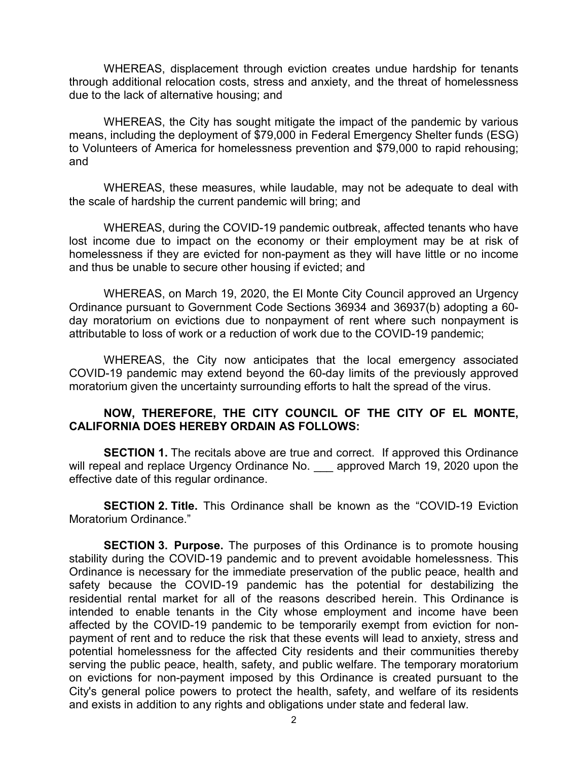WHEREAS, displacement through eviction creates undue hardship for tenants through additional relocation costs, stress and anxiety, and the threat of homelessness due to the lack of alternative housing; and

WHEREAS, the City has sought mitigate the impact of the pandemic by various means, including the deployment of $79,000 in Federal Emergency Shelter funds (ESG) to Volunteers of America for homelessness prevention and $79,000 to rapid rehousing; and

WHEREAS, these measures, while laudable, may not be adequate to deal with the scale of hardship the current pandemic will bring; and

WHEREAS, during the COVID-19 pandemic outbreak, affected tenants who have lost income due to impact on the economy or their employment may be at risk of homelessness if they are evicted for non-payment as they will have little or no income and thus be unable to secure other housing if evicted; and

WHEREAS, on March 19, 2020, the El Monte City Council approved an Urgency Ordinance pursuant to Government Code Sections 36934 and 36937(b) adopting a 60-day moratorium on evictions due to nonpayment of rent where such nonpayment is attributable to loss of work or a reduction of work due to the COVID-19 pandemic;

WHEREAS, the City now anticipates that the local emergency associated COVID-19 pandemic may extend beyond the 60-day limits of the previously approved moratorium given the uncertainty surrounding efforts to halt the spread of the virus.

**NOW, THEREFORE, THE CITY COUNCIL OF THE CITY OF EL MONTE, CALIFORNIA DOES HEREBY ORDAIN AS FOLLOWS:**

**SECTION 1.** The recitals above are true and correct. If approved this Ordinance will repeal and replace Urgency Ordinance No. ___ approved March 19, 2020 upon the effective date of this regular ordinance.

**SECTION 2. Title.** This Ordinance shall be known as the "COVID-19 Eviction Moratorium Ordinance."

**SECTION 3. Purpose.** The purposes of this Ordinance is to promote housing stability during the COVID-19 pandemic and to prevent avoidable homelessness. This Ordinance is necessary for the immediate preservation of the public peace, health and safety because the COVID-19 pandemic has the potential for destabilizing the residential rental market for all of the reasons described herein. This Ordinance is intended to enable tenants in the City whose employment and income have been affected by the COVID-19 pandemic to be temporarily exempt from eviction for non-payment of rent and to reduce the risk that these events will lead to anxiety, stress and potential homelessness for the affected City residents and their communities thereby serving the public peace, health, safety, and public welfare. The temporary moratorium on evictions for non-payment imposed by this Ordinance is created pursuant to the City's general police powers to protect the health, safety, and welfare of its residents and exists in addition to any rights and obligations under state and federal law.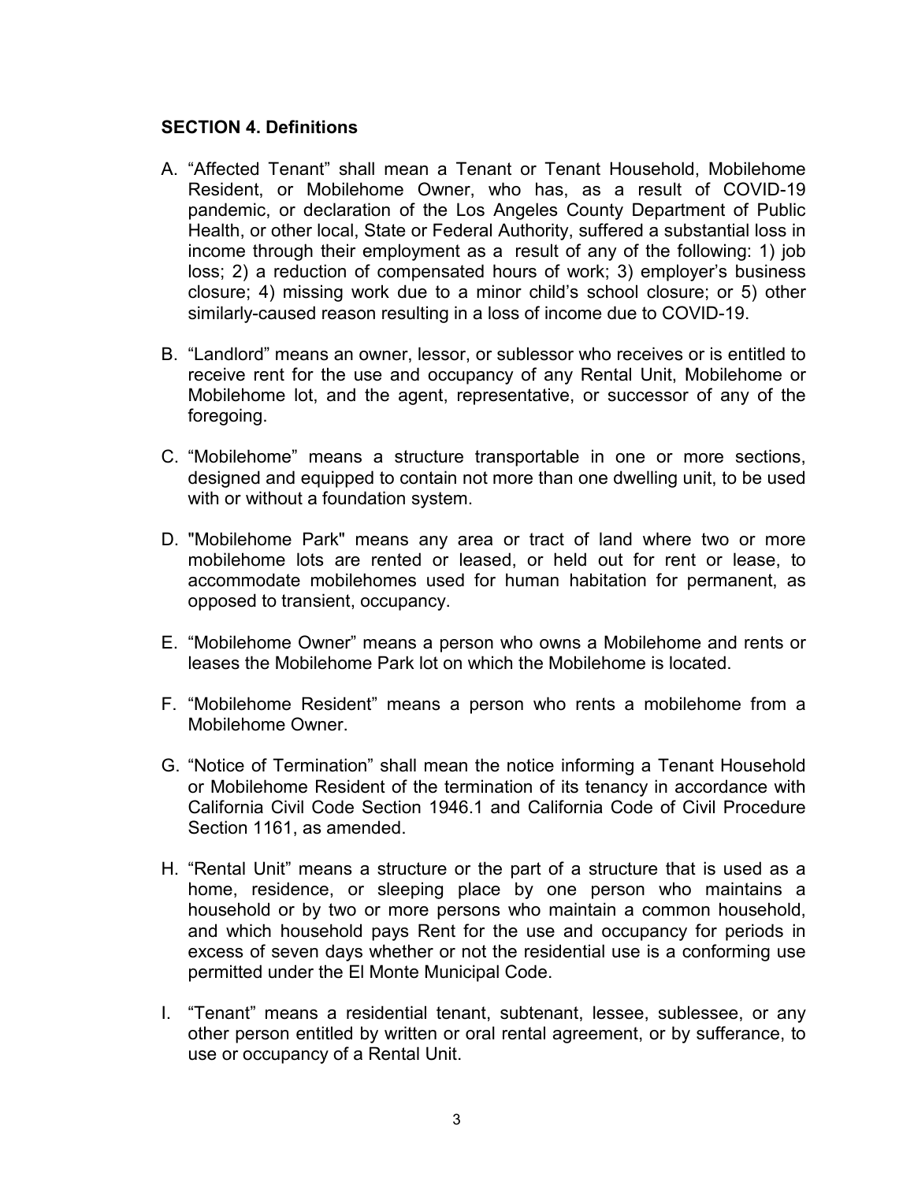**SECTION 4. Definitions**

A. "Affected Tenant" shall mean a Tenant or Tenant Household, Mobilehome Resident, or Mobilehome Owner, who has, as a result of COVID-19 pandemic, or declaration of the Los Angeles County Department of Public Health, or other local, State or Federal Authority, suffered a substantial loss in income through their employment as a result of any of the following: 1) job loss; 2) a reduction of compensated hours of work; 3) employer's business closure; 4) missing work due to a minor child's school closure; or 5) other similarly-caused reason resulting in a loss of income due to COVID-19.

B. "Landlord" means an owner, lessor, or sublessor who receives or is entitled to receive rent for the use and occupancy of any Rental Unit, Mobilehome or Mobilehome lot, and the agent, representative, or successor of any of the foregoing.

C. "Mobilehome" means a structure transportable in one or more sections, designed and equipped to contain not more than one dwelling unit, to be used with or without a foundation system.

D. "Mobilehome Park" means any area or tract of land where two or more mobilehome lots are rented or leased, or held out for rent or lease, to accommodate mobilehomes used for human habitation for permanent, as opposed to transient, occupancy.

E. "Mobilehome Owner" means a person who owns a Mobilehome and rents or leases the Mobilehome Park lot on which the Mobilehome is located.

F. "Mobilehome Resident" means a person who rents a mobilehome from a Mobilehome Owner.

G. "Notice of Termination" shall mean the notice informing a Tenant Household or Mobilehome Resident of the termination of its tenancy in accordance with California Civil Code Section 1946.1 and California Code of Civil Procedure Section 1161, as amended.

H. "Rental Unit" means a structure or the part of a structure that is used as a home, residence, or sleeping place by one person who maintains a household or by two or more persons who maintain a common household, and which household pays Rent for the use and occupancy for periods in excess of seven days whether or not the residential use is a conforming use permitted under the El Monte Municipal Code.

I. "Tenant" means a residential tenant, subtenant, lessee, sublessee, or any other person entitled by written or oral rental agreement, or by sufferance, to use or occupancy of a Rental Unit.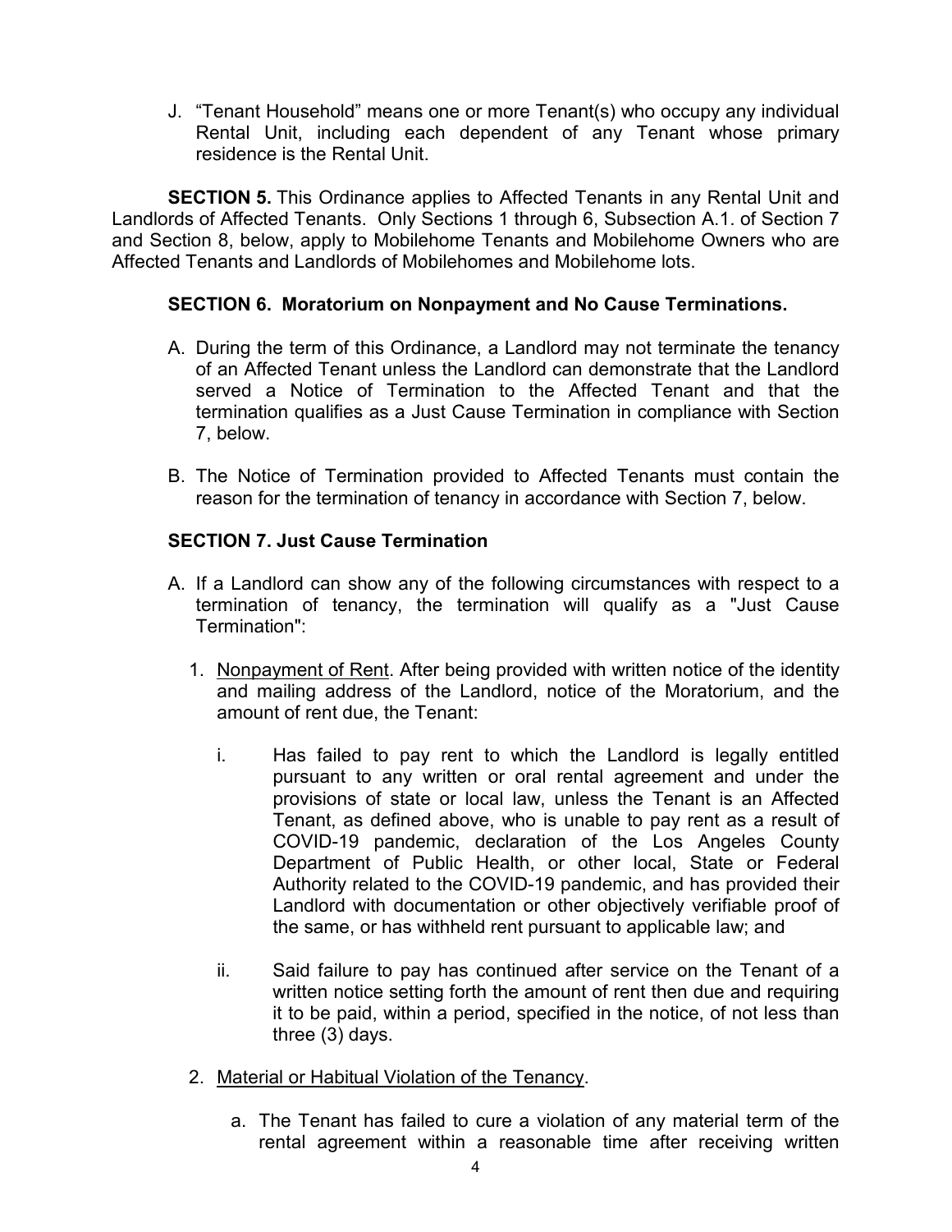J. "Tenant Household" means one or more Tenant(s) who occupy any individual Rental Unit, including each dependent of any Tenant whose primary residence is the Rental Unit.

**SECTION 5.** This Ordinance applies to Affected Tenants in any Rental Unit and Landlords of Affected Tenants. Only Sections 1 through 6, Subsection A.1. of Section 7 and Section 8, below, apply to Mobilehome Tenants and Mobilehome Owners who are Affected Tenants and Landlords of Mobilehomes and Mobilehome lots.

**SECTION 6. Moratorium on Nonpayment and No Cause Terminations.**

A. During the term of this Ordinance, a Landlord may not terminate the tenancy of an Affected Tenant unless the Landlord can demonstrate that the Landlord served a Notice of Termination to the Affected Tenant and that the termination qualifies as a Just Cause Termination in compliance with Section 7, below.

B. The Notice of Termination provided to Affected Tenants must contain the reason for the termination of tenancy in accordance with Section 7, below.

**SECTION 7. Just Cause Termination**

A. If a Landlord can show any of the following circumstances with respect to a termination of tenancy, the termination will qualify as a "Just Cause Termination":

1. <u>Nonpayment of Rent</u>. After being provided with written notice of the identity and mailing address of the Landlord, notice of the Moratorium, and the amount of rent due, the Tenant:

   i. Has failed to pay rent to which the Landlord is legally entitled pursuant to any written or oral rental agreement and under the provisions of state or local law, unless the Tenant is an Affected Tenant, as defined above, who is unable to pay rent as a result of COVID-19 pandemic, declaration of the Los Angeles County Department of Public Health, or other local, State or Federal Authority related to the COVID-19 pandemic, and has provided their Landlord with documentation or other objectively verifiable proof of the same, or has withheld rent pursuant to applicable law; and

   ii. Said failure to pay has continued after service on the Tenant of a written notice setting forth the amount of rent then due and requiring it to be paid, within a period, specified in the notice, of not less than three (3) days.

2. <u>Material or Habitual Violation of the Tenancy</u>.

   a. The Tenant has failed to cure a violation of any material term of the rental agreement within a reasonable time after receiving written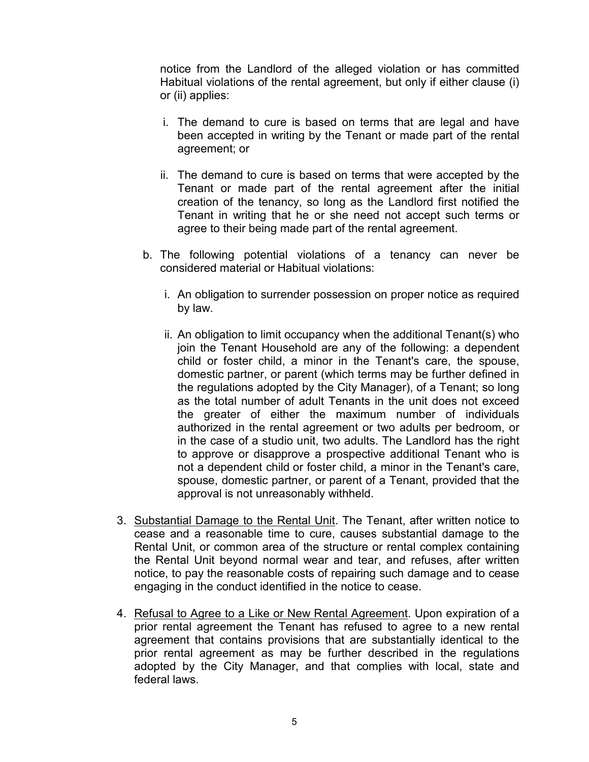notice from the Landlord of the alleged violation or has committed Habitual violations of the rental agreement, but only if either clause (i) or (ii) applies:

   i. The demand to cure is based on terms that are legal and have been accepted in writing by the Tenant or made part of the rental agreement; or

   ii. The demand to cure is based on terms that were accepted by the Tenant or made part of the rental agreement after the initial creation of the tenancy, so long as the Landlord first notified the Tenant in writing that he or she need not accept such terms or agree to their being made part of the rental agreement.

b. The following potential violations of a tenancy can never be considered material or Habitual violations:

   i. An obligation to surrender possession on proper notice as required by law.

   ii. An obligation to limit occupancy when the additional Tenant(s) who join the Tenant Household are any of the following: a dependent child or foster child, a minor in the Tenant's care, the spouse, domestic partner, or parent (which terms may be further defined in the regulations adopted by the City Manager), of a Tenant; so long as the total number of adult Tenants in the unit does not exceed the greater of either the maximum number of individuals authorized in the rental agreement or two adults per bedroom, or in the case of a studio unit, two adults. The Landlord has the right to approve or disapprove a prospective additional Tenant who is not a dependent child or foster child, a minor in the Tenant's care, spouse, domestic partner, or parent of a Tenant, provided that the approval is not unreasonably withheld.

3. Substantial Damage to the Rental Unit. The Tenant, after written notice to cease and a reasonable time to cure, causes substantial damage to the Rental Unit, or common area of the structure or rental complex containing the Rental Unit beyond normal wear and tear, and refuses, after written notice, to pay the reasonable costs of repairing such damage and to cease engaging in the conduct identified in the notice to cease.

4. Refusal to Agree to a Like or New Rental Agreement. Upon expiration of a prior rental agreement the Tenant has refused to agree to a new rental agreement that contains provisions that are substantially identical to the prior rental agreement as may be further described in the regulations adopted by the City Manager, and that complies with local, state and federal laws.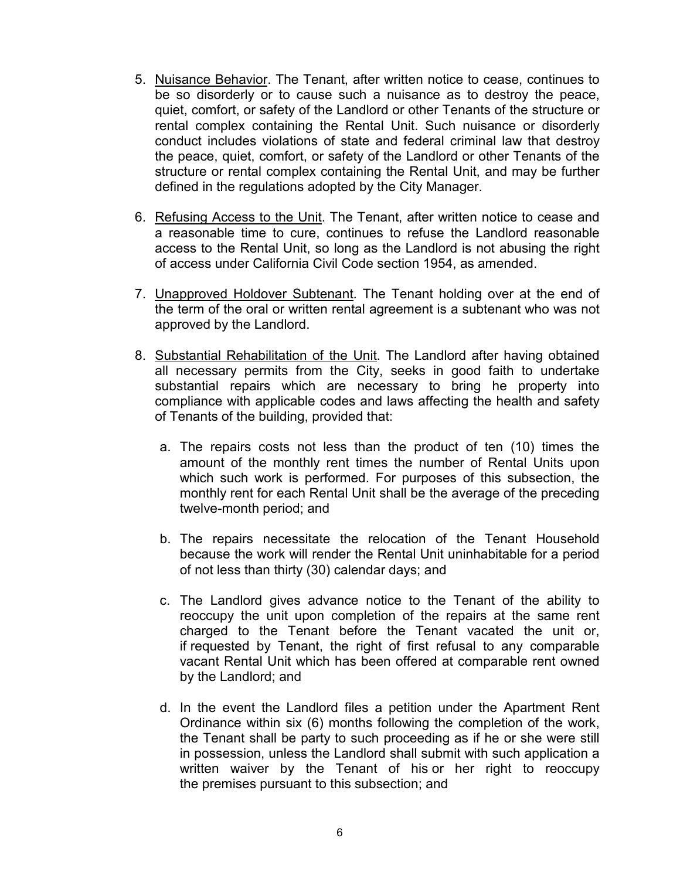5. <u>Nuisance Behavior</u>. The Tenant, after written notice to cease, continues to be so disorderly or to cause such a nuisance as to destroy the peace, quiet, comfort, or safety of the Landlord or other Tenants of the structure or rental complex containing the Rental Unit. Such nuisance or disorderly conduct includes violations of state and federal criminal law that destroy the peace, quiet, comfort, or safety of the Landlord or other Tenants of the structure or rental complex containing the Rental Unit, and may be further defined in the regulations adopted by the City Manager.

6. <u>Refusing Access to the Unit</u>. The Tenant, after written notice to cease and a reasonable time to cure, continues to refuse the Landlord reasonable access to the Rental Unit, so long as the Landlord is not abusing the right of access under California Civil Code section 1954, as amended.

7. <u>Unapproved Holdover Subtenant</u>. The Tenant holding over at the end of the term of the oral or written rental agreement is a subtenant who was not approved by the Landlord.

8. <u>Substantial Rehabilitation of the Unit</u>. The Landlord after having obtained all necessary permits from the City, seeks in good faith to undertake substantial repairs which are necessary to bring he property into compliance with applicable codes and laws affecting the health and safety of Tenants of the building, provided that:

   a. The repairs costs not less than the product of ten (10) times the amount of the monthly rent times the number of Rental Units upon which such work is performed. For purposes of this subsection, the monthly rent for each Rental Unit shall be the average of the preceding twelve-month period; and

   b. The repairs necessitate the relocation of the Tenant Household because the work will render the Rental Unit uninhabitable for a period of not less than thirty (30) calendar days; and

   c. The Landlord gives advance notice to the Tenant of the ability to reoccupy the unit upon completion of the repairs at the same rent charged to the Tenant before the Tenant vacated the unit or, if requested by Tenant, the right of first refusal to any comparable vacant Rental Unit which has been offered at comparable rent owned by the Landlord; and

   d. In the event the Landlord files a petition under the Apartment Rent Ordinance within six (6) months following the completion of the work, the Tenant shall be party to such proceeding as if he or she were still in possession, unless the Landlord shall submit with such application a written waiver by the Tenant of his or her right to reoccupy the premises pursuant to this subsection; and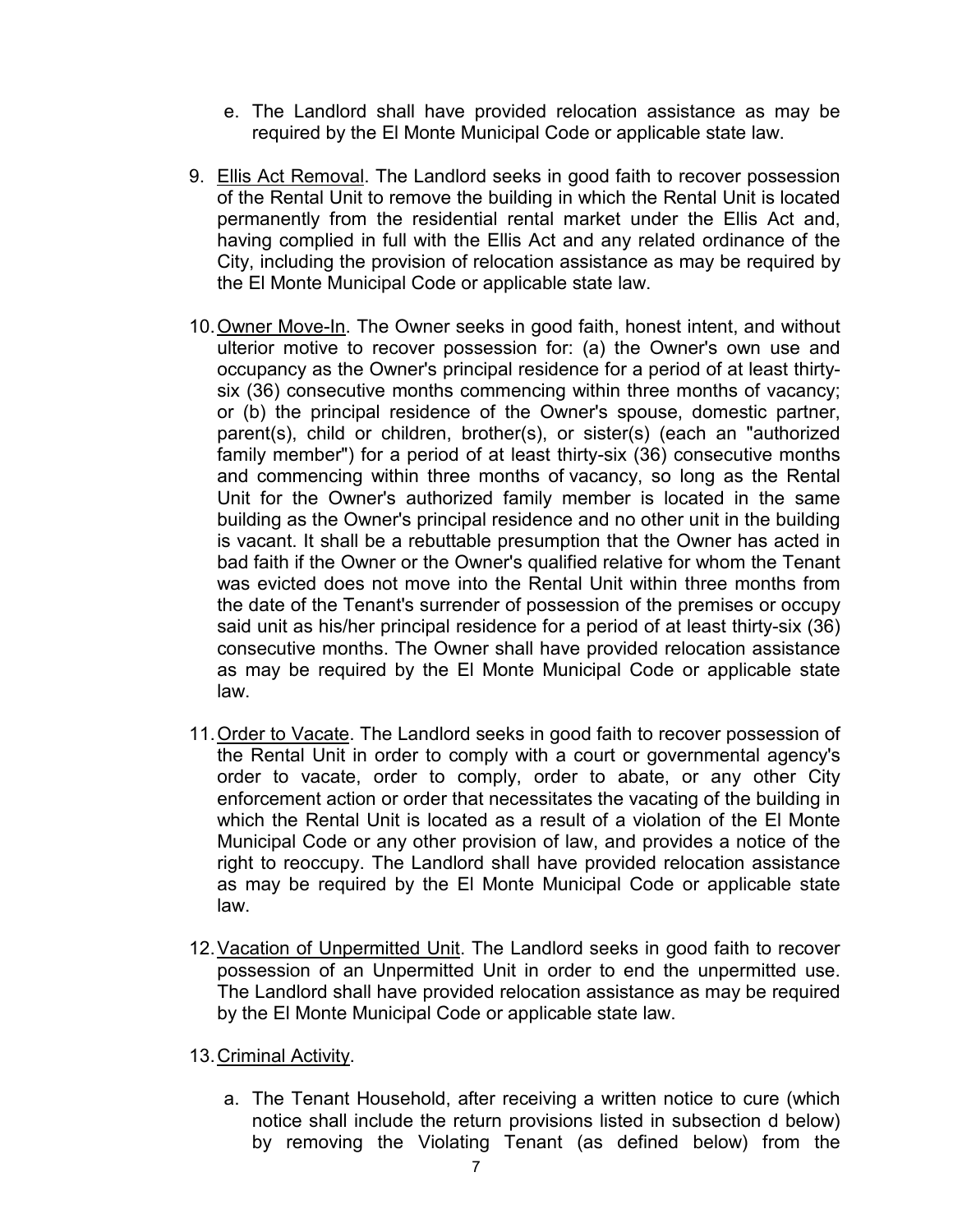e. The Landlord shall have provided relocation assistance as may be required by the El Monte Municipal Code or applicable state law.

9. <u>Ellis Act Removal</u>. The Landlord seeks in good faith to recover possession of the Rental Unit to remove the building in which the Rental Unit is located permanently from the residential rental market under the Ellis Act and, having complied in full with the Ellis Act and any related ordinance of the City, including the provision of relocation assistance as may be required by the El Monte Municipal Code or applicable state law.

10. <u>Owner Move-In</u>. The Owner seeks in good faith, honest intent, and without ulterior motive to recover possession for: (a) the Owner's own use and occupancy as the Owner's principal residence for a period of at least thirty-six (36) consecutive months commencing within three months of vacancy; or (b) the principal residence of the Owner's spouse, domestic partner, parent(s), child or children, brother(s), or sister(s) (each an "authorized family member") for a period of at least thirty-six (36) consecutive months and commencing within three months of vacancy, so long as the Rental Unit for the Owner's authorized family member is located in the same building as the Owner's principal residence and no other unit in the building is vacant. It shall be a rebuttable presumption that the Owner has acted in bad faith if the Owner or the Owner's qualified relative for whom the Tenant was evicted does not move into the Rental Unit within three months from the date of the Tenant's surrender of possession of the premises or occupy said unit as his/her principal residence for a period of at least thirty-six (36) consecutive months. The Owner shall have provided relocation assistance as may be required by the El Monte Municipal Code or applicable state law.

11. <u>Order to Vacate</u>. The Landlord seeks in good faith to recover possession of the Rental Unit in order to comply with a court or governmental agency's order to vacate, order to comply, order to abate, or any other City enforcement action or order that necessitates the vacating of the building in which the Rental Unit is located as a result of a violation of the El Monte Municipal Code or any other provision of law, and provides a notice of the right to reoccupy. The Landlord shall have provided relocation assistance as may be required by the El Monte Municipal Code or applicable state law.

12. <u>Vacation of Unpermitted Unit</u>. The Landlord seeks in good faith to recover possession of an Unpermitted Unit in order to end the unpermitted use. The Landlord shall have provided relocation assistance as may be required by the El Monte Municipal Code or applicable state law.

13. <u>Criminal Activity</u>.

    a. The Tenant Household, after receiving a written notice to cure (which notice shall include the return provisions listed in subsection d below) by removing the Violating Tenant (as defined below) from the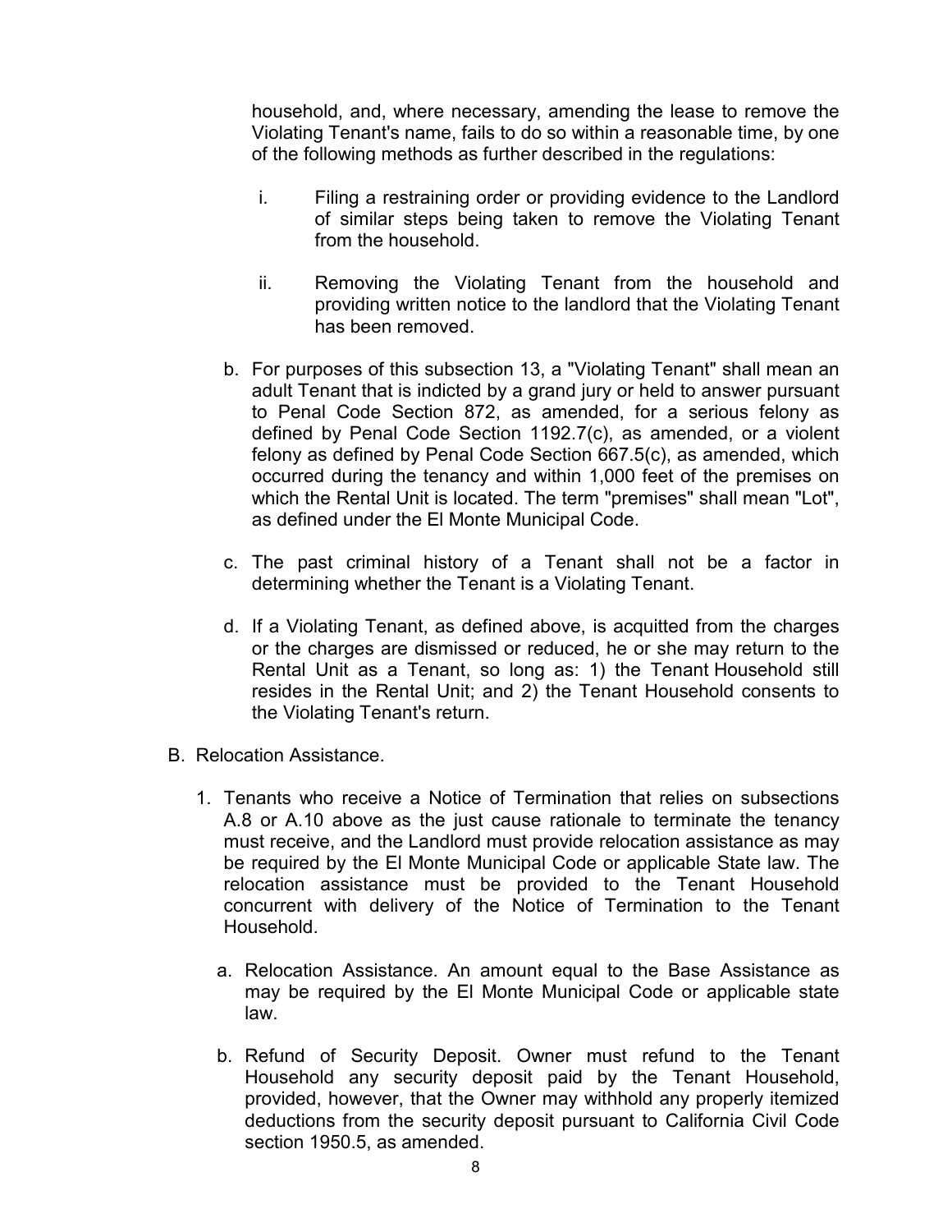household, and, where necessary, amending the lease to remove the Violating Tenant's name, fails to do so within a reasonable time, by one of the following methods as further described in the regulations:

   i. Filing a restraining order or providing evidence to the Landlord of similar steps being taken to remove the Violating Tenant from the household.

   ii. Removing the Violating Tenant from the household and providing written notice to the landlord that the Violating Tenant has been removed.

b. For purposes of this subsection 13, a "Violating Tenant" shall mean an adult Tenant that is indicted by a grand jury or held to answer pursuant to Penal Code Section 872, as amended, for a serious felony as defined by Penal Code Section 1192.7(c), as amended, or a violent felony as defined by Penal Code Section 667.5(c), as amended, which occurred during the tenancy and within 1,000 feet of the premises on which the Rental Unit is located. The term "premises" shall mean "Lot", as defined under the El Monte Municipal Code.

c. The past criminal history of a Tenant shall not be a factor in determining whether the Tenant is a Violating Tenant.

d. If a Violating Tenant, as defined above, is acquitted from the charges or the charges are dismissed or reduced, he or she may return to the Rental Unit as a Tenant, so long as: 1) the Tenant Household still resides in the Rental Unit; and 2) the Tenant Household consents to the Violating Tenant's return.

B. Relocation Assistance.

1. Tenants who receive a Notice of Termination that relies on subsections A.8 or A.10 above as the just cause rationale to terminate the tenancy must receive, and the Landlord must provide relocation assistance as may be required by the El Monte Municipal Code or applicable State law. The relocation assistance must be provided to the Tenant Household concurrent with delivery of the Notice of Termination to the Tenant Household.

   a. Relocation Assistance. An amount equal to the Base Assistance as may be required by the El Monte Municipal Code or applicable state law.

   b. Refund of Security Deposit. Owner must refund to the Tenant Household any security deposit paid by the Tenant Household, provided, however, that the Owner may withhold any properly itemized deductions from the security deposit pursuant to California Civil Code section 1950.5, as amended.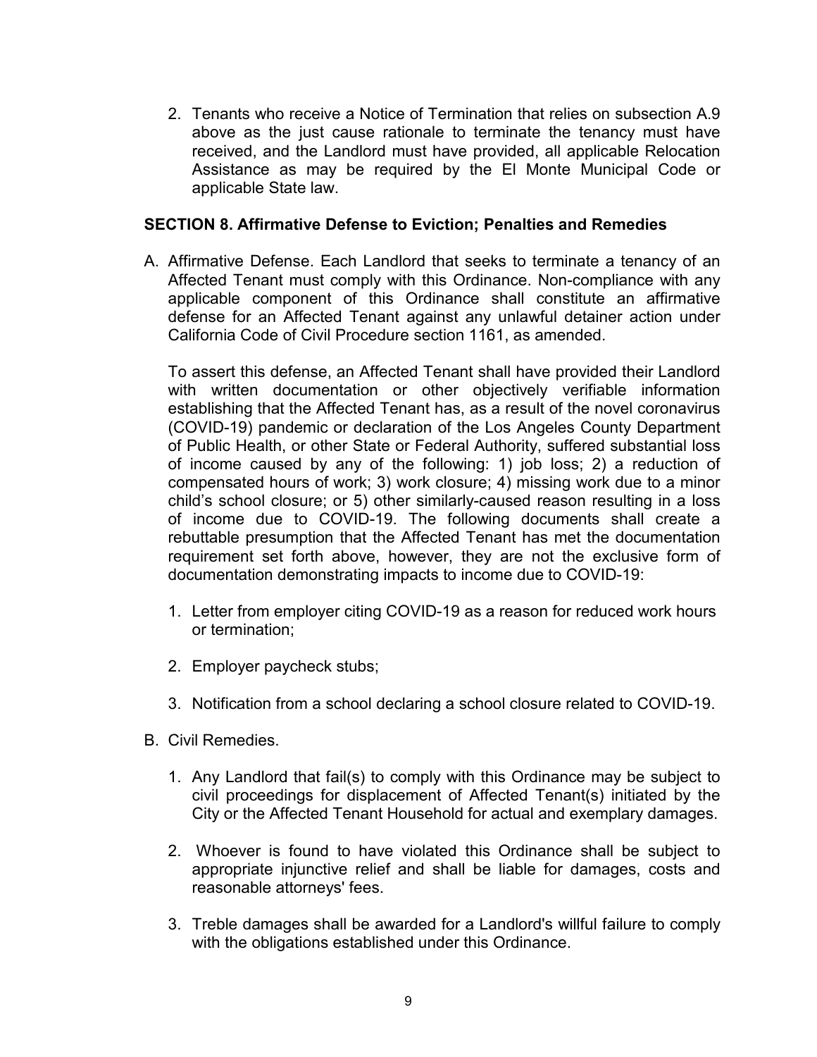2. Tenants who receive a Notice of Termination that relies on subsection A.9 above as the just cause rationale to terminate the tenancy must have received, and the Landlord must have provided, all applicable Relocation Assistance as may be required by the El Monte Municipal Code or applicable State law.

**SECTION 8. Affirmative Defense to Eviction; Penalties and Remedies**

A. Affirmative Defense. Each Landlord that seeks to terminate a tenancy of an Affected Tenant must comply with this Ordinance. Non-compliance with any applicable component of this Ordinance shall constitute an affirmative defense for an Affected Tenant against any unlawful detainer action under California Code of Civil Procedure section 1161, as amended.

   To assert this defense, an Affected Tenant shall have provided their Landlord with written documentation or other objectively verifiable information establishing that the Affected Tenant has, as a result of the novel coronavirus (COVID-19) pandemic or declaration of the Los Angeles County Department of Public Health, or other State or Federal Authority, suffered substantial loss of income caused by any of the following: 1) job loss; 2) a reduction of compensated hours of work; 3) work closure; 4) missing work due to a minor child's school closure; or 5) other similarly-caused reason resulting in a loss of income due to COVID-19. The following documents shall create a rebuttable presumption that the Affected Tenant has met the documentation requirement set forth above, however, they are not the exclusive form of documentation demonstrating impacts to income due to COVID-19:

   1. Letter from employer citing COVID-19 as a reason for reduced work hours or termination;

   2. Employer paycheck stubs;

   3. Notification from a school declaring a school closure related to COVID-19.

B. Civil Remedies.

   1. Any Landlord that fail(s) to comply with this Ordinance may be subject to civil proceedings for displacement of Affected Tenant(s) initiated by the City or the Affected Tenant Household for actual and exemplary damages.

   2. Whoever is found to have violated this Ordinance shall be subject to appropriate injunctive relief and shall be liable for damages, costs and reasonable attorneys' fees.

   3. Treble damages shall be awarded for a Landlord's willful failure to comply with the obligations established under this Ordinance.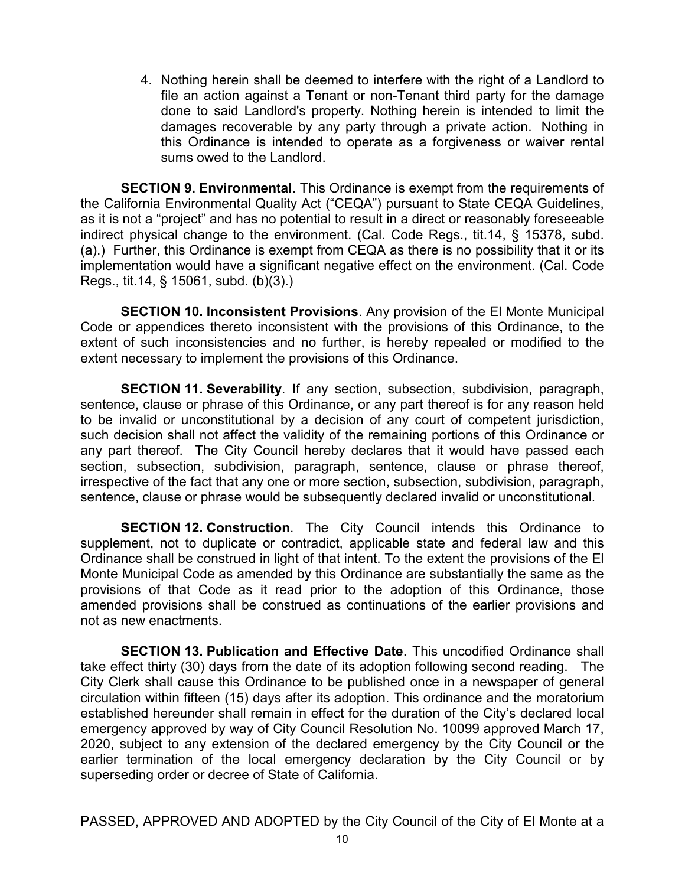4. Nothing herein shall be deemed to interfere with the right of a Landlord to file an action against a Tenant or non-Tenant third party for the damage done to said Landlord's property. Nothing herein is intended to limit the damages recoverable by any party through a private action. Nothing in this Ordinance is intended to operate as a forgiveness or waiver rental sums owed to the Landlord.

**SECTION 9. Environmental**. This Ordinance is exempt from the requirements of the California Environmental Quality Act ("CEQA") pursuant to State CEQA Guidelines, as it is not a "project" and has no potential to result in a direct or reasonably foreseeable indirect physical change to the environment. (Cal. Code Regs., tit.14, § 15378, subd. (a).) Further, this Ordinance is exempt from CEQA as there is no possibility that it or its implementation would have a significant negative effect on the environment. (Cal. Code Regs., tit.14, § 15061, subd. (b)(3).)

**SECTION 10. Inconsistent Provisions**. Any provision of the El Monte Municipal Code or appendices thereto inconsistent with the provisions of this Ordinance, to the extent of such inconsistencies and no further, is hereby repealed or modified to the extent necessary to implement the provisions of this Ordinance.

**SECTION 11. Severability**. If any section, subsection, subdivision, paragraph, sentence, clause or phrase of this Ordinance, or any part thereof is for any reason held to be invalid or unconstitutional by a decision of any court of competent jurisdiction, such decision shall not affect the validity of the remaining portions of this Ordinance or any part thereof. The City Council hereby declares that it would have passed each section, subsection, subdivision, paragraph, sentence, clause or phrase thereof, irrespective of the fact that any one or more section, subsection, subdivision, paragraph, sentence, clause or phrase would be subsequently declared invalid or unconstitutional.

**SECTION 12. Construction**. The City Council intends this Ordinance to supplement, not to duplicate or contradict, applicable state and federal law and this Ordinance shall be construed in light of that intent. To the extent the provisions of the El Monte Municipal Code as amended by this Ordinance are substantially the same as the provisions of that Code as it read prior to the adoption of this Ordinance, those amended provisions shall be construed as continuations of the earlier provisions and not as new enactments.

**SECTION 13. Publication and Effective Date**. This uncodified Ordinance shall take effect thirty (30) days from the date of its adoption following second reading. The City Clerk shall cause this Ordinance to be published once in a newspaper of general circulation within fifteen (15) days after its adoption. This ordinance and the moratorium established hereunder shall remain in effect for the duration of the City's declared local emergency approved by way of City Council Resolution No. 10099 approved March 17, 2020, subject to any extension of the declared emergency by the City Council or the earlier termination of the local emergency declaration by the City Council or by superseding order or decree of State of California.

PASSED, APPROVED AND ADOPTED by the City Council of the City of El Monte at a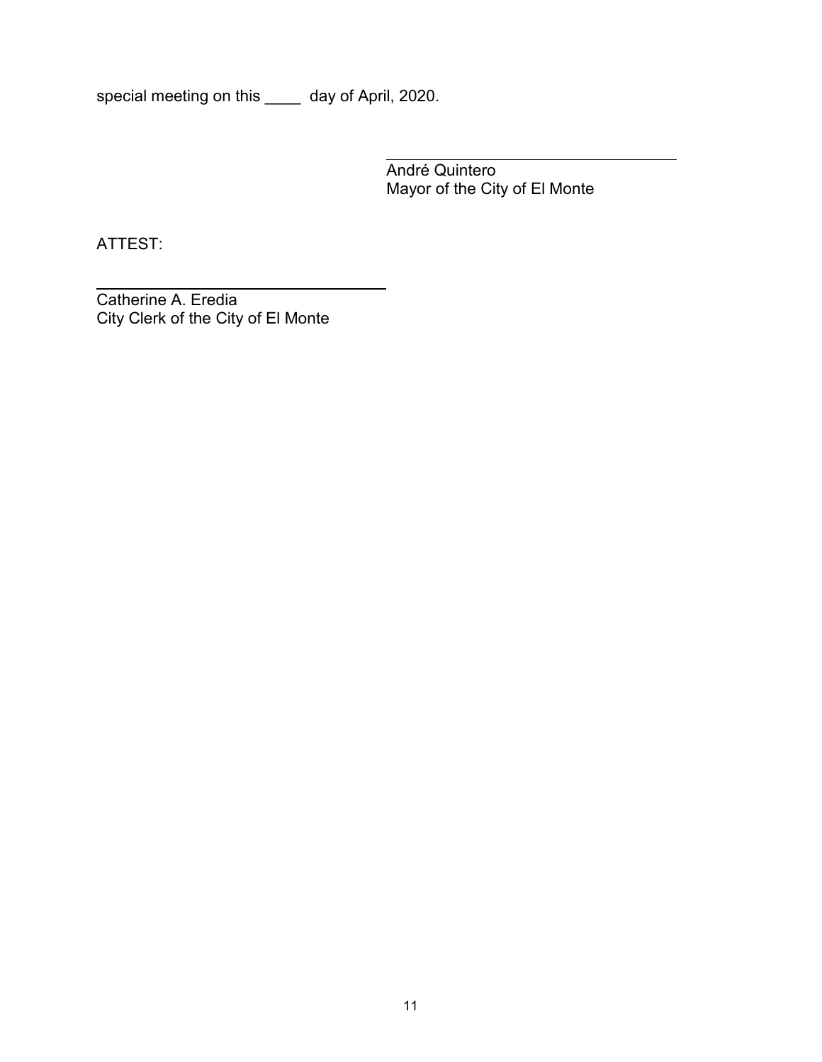special meeting on this ____ day of April, 2020.

\_\_\_\_\_\_\_\_\_\_\_\_\_\_\_\_\_\_\_\_\_\_\_\_\_\_\_\_\_\_\_\_\_\_\_

André Quintero
Mayor of the City of El Monte

ATTEST:

\_\_\_\_\_\_\_\_\_\_\_\_\_\_\_\_\_\_\_\_\_\_\_\_\_\_\_\_\_\_\_\_\_\_\_

Catherine A. Eredia
City Clerk of the City of El Monte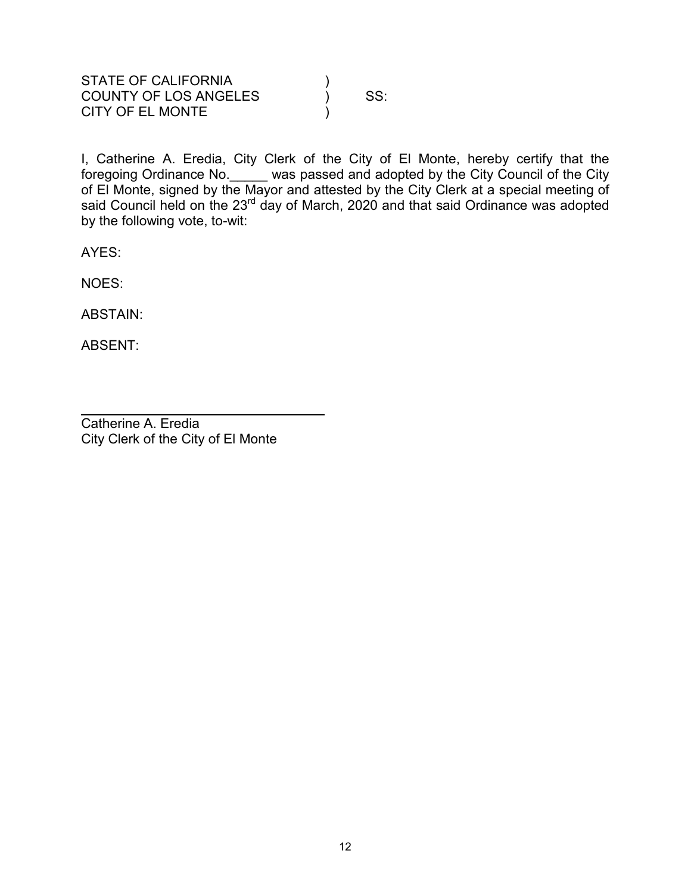STATE OF CALIFORNIA )
COUNTY OF LOS ANGELES ) SS:
CITY OF EL MONTE )

I, Catherine A. Eredia, City Clerk of the City of El Monte, hereby certify that the foregoing Ordinance No._____ was passed and adopted by the City Council of the City of El Monte, signed by the Mayor and attested by the City Clerk at a special meeting of said Council held on the 23rd day of March, 2020 and that said Ordinance was adopted by the following vote, to-wit:

AYES:

NOES:

ABSTAIN:

ABSENT:

_________________________________

Catherine A. Eredia
City Clerk of the City of El Monte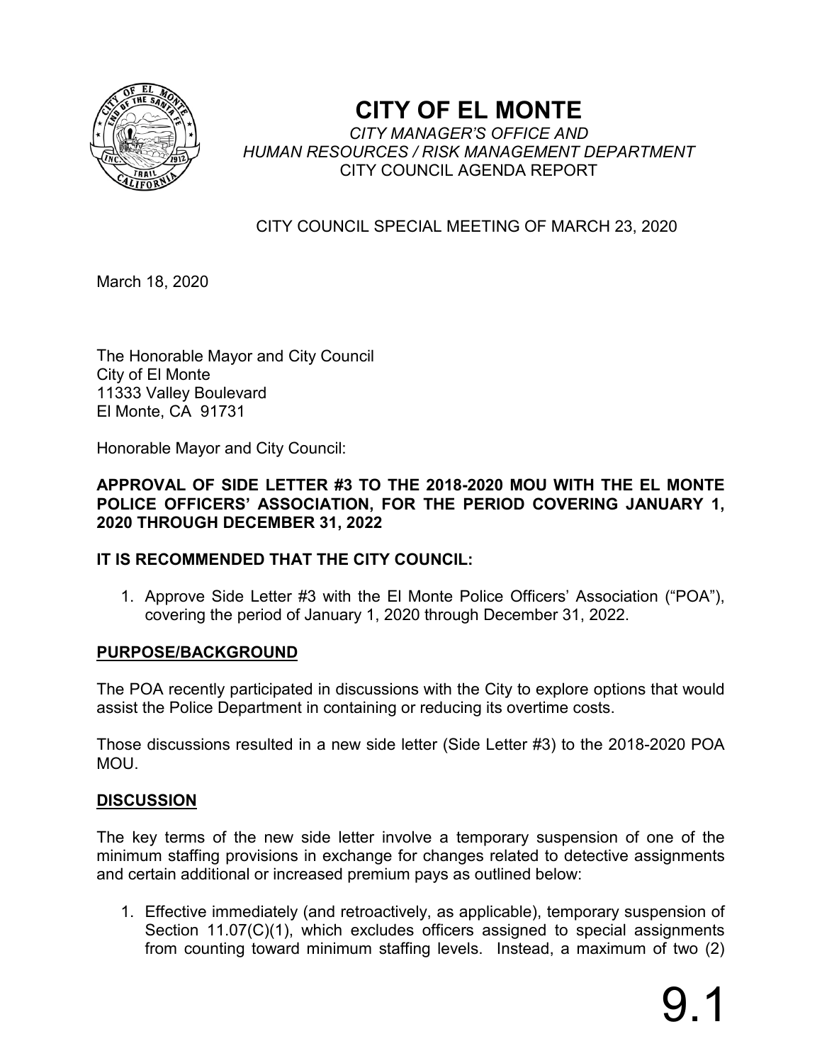# CITY OF EL MONTE

*CITY MANAGER'S OFFICE AND*
*HUMAN RESOURCES / RISK MANAGEMENT DEPARTMENT*
CITY COUNCIL AGENDA REPORT

CITY COUNCIL SPECIAL MEETING OF MARCH 23, 2020

March 18, 2020

The Honorable Mayor and City Council
City of El Monte
11333 Valley Boulevard
El Monte, CA 91731

Honorable Mayor and City Council:

**APPROVAL OF SIDE LETTER #3 TO THE 2018-2020 MOU WITH THE EL MONTE POLICE OFFICERS' ASSOCIATION, FOR THE PERIOD COVERING JANUARY 1, 2020 THROUGH DECEMBER 31, 2022**

**IT IS RECOMMENDED THAT THE CITY COUNCIL:**

1. Approve Side Letter #3 with the El Monte Police Officers' Association ("POA"), covering the period of January 1, 2020 through December 31, 2022.

## PURPOSE/BACKGROUND

The POA recently participated in discussions with the City to explore options that would assist the Police Department in containing or reducing its overtime costs.

Those discussions resulted in a new side letter (Side Letter #3) to the 2018-2020 POA MOU.

## DISCUSSION

The key terms of the new side letter involve a temporary suspension of one of the minimum staffing provisions in exchange for changes related to detective assignments and certain additional or increased premium pays as outlined below:

1. Effective immediately (and retroactively, as applicable), temporary suspension of Section 11.07(C)(1), which excludes officers assigned to special assignments from counting toward minimum staffing levels. Instead, a maximum of two (2)

9.1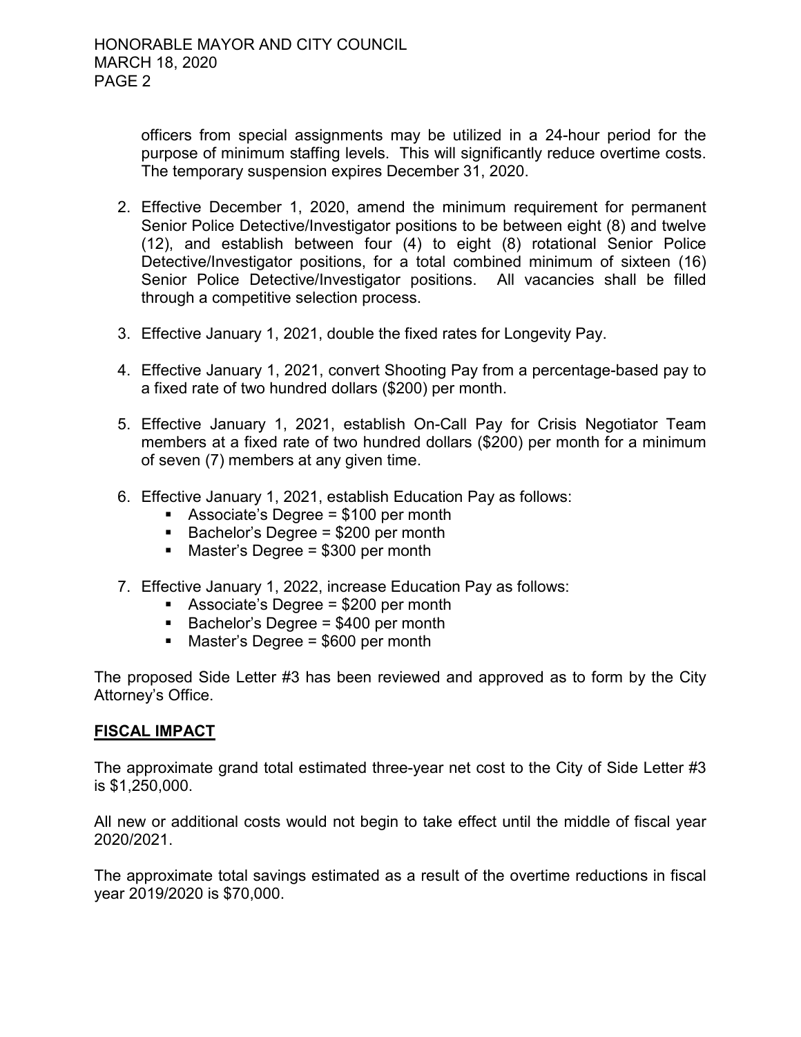officers from special assignments may be utilized in a 24-hour period for the purpose of minimum staffing levels. This will significantly reduce overtime costs. The temporary suspension expires December 31, 2020.

2. Effective December 1, 2020, amend the minimum requirement for permanent Senior Police Detective/Investigator positions to be between eight (8) and twelve (12), and establish between four (4) to eight (8) rotational Senior Police Detective/Investigator positions, for a total combined minimum of sixteen (16) Senior Police Detective/Investigator positions. All vacancies shall be filled through a competitive selection process.

3. Effective January 1, 2021, double the fixed rates for Longevity Pay.

4. Effective January 1, 2021, convert Shooting Pay from a percentage-based pay to a fixed rate of two hundred dollars ($200) per month.

5. Effective January 1, 2021, establish On-Call Pay for Crisis Negotiator Team members at a fixed rate of two hundred dollars ($200) per month for a minimum of seven (7) members at any given time.

6. Effective January 1, 2021, establish Education Pay as follows:
   - Associate's Degree = $100 per month
   - Bachelor's Degree = $200 per month
   - Master's Degree = $300 per month

7. Effective January 1, 2022, increase Education Pay as follows:
   - Associate's Degree = $200 per month
   - Bachelor's Degree = $400 per month
   - Master's Degree = $600 per month

The proposed Side Letter #3 has been reviewed and approved as to form by the City Attorney's Office.

## FISCAL IMPACT

The approximate grand total estimated three-year net cost to the City of Side Letter #3 is $1,250,000.

All new or additional costs would not begin to take effect until the middle of fiscal year 2020/2021.

The approximate total savings estimated as a result of the overtime reductions in fiscal year 2019/2020 is $70,000.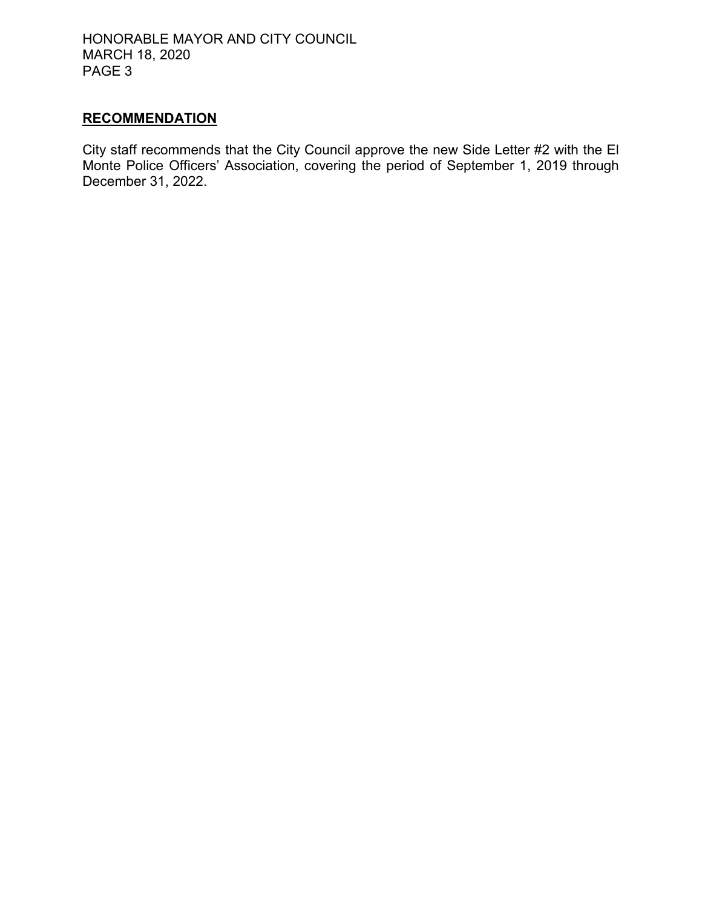## RECOMMENDATION

City staff recommends that the City Council approve the new Side Letter #2 with the El Monte Police Officers' Association, covering the period of September 1, 2019 through December 31, 2022.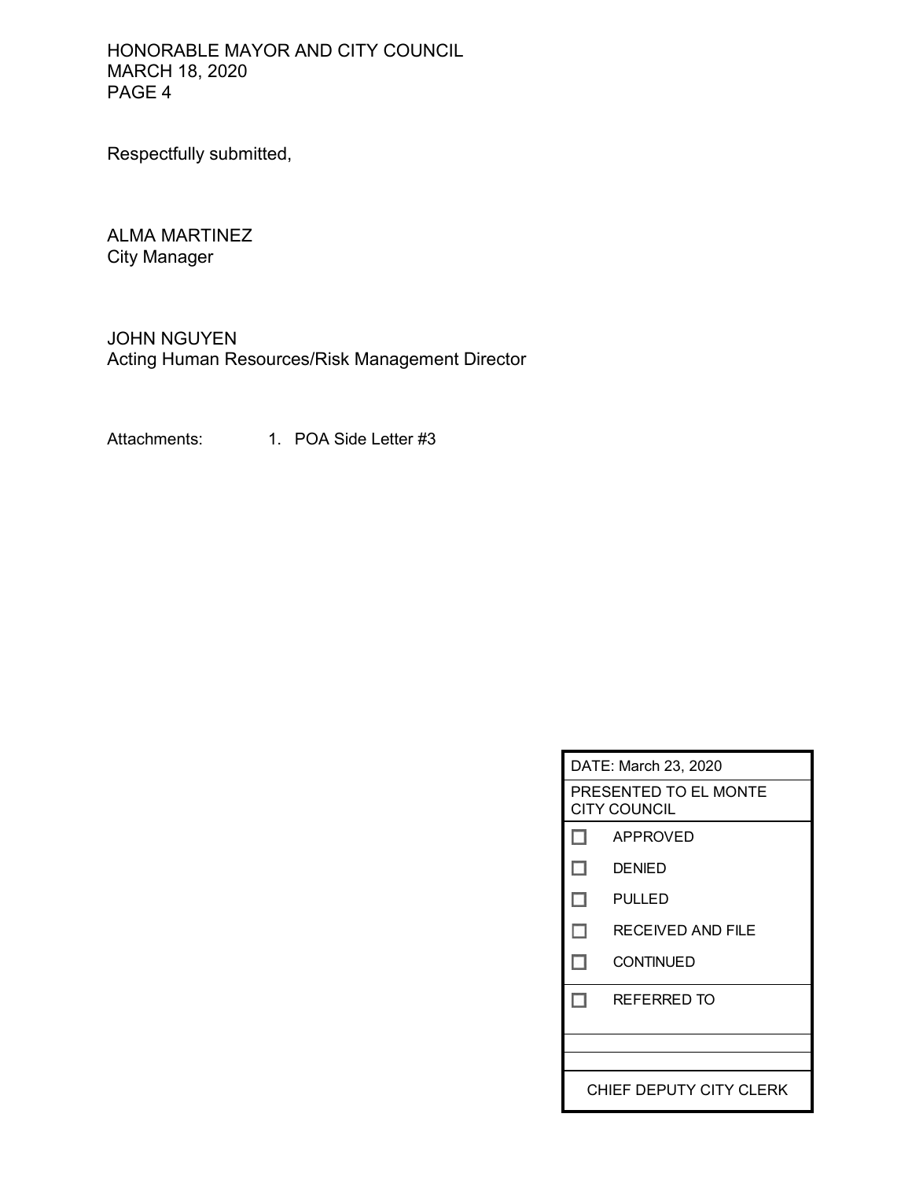Respectfully submitted,

ALMA MARTINEZ
City Manager

JOHN NGUYEN
Acting Human Resources/Risk Management Director

Attachments: 1. POA Side Letter #3

| DATE: March 23, 2020 | |
|---|---|
| PRESENTED TO EL MONTE CITY COUNCIL | |
| ☐ | APPROVED |
| ☐ | DENIED |
| ☐ | PULLED |
| ☐ | RECEIVED AND FILE |
| ☐ | CONTINUED |
| ☐ | REFERRED TO |
| | |
| | |
| CHIEF DEPUTY CITY CLERK | |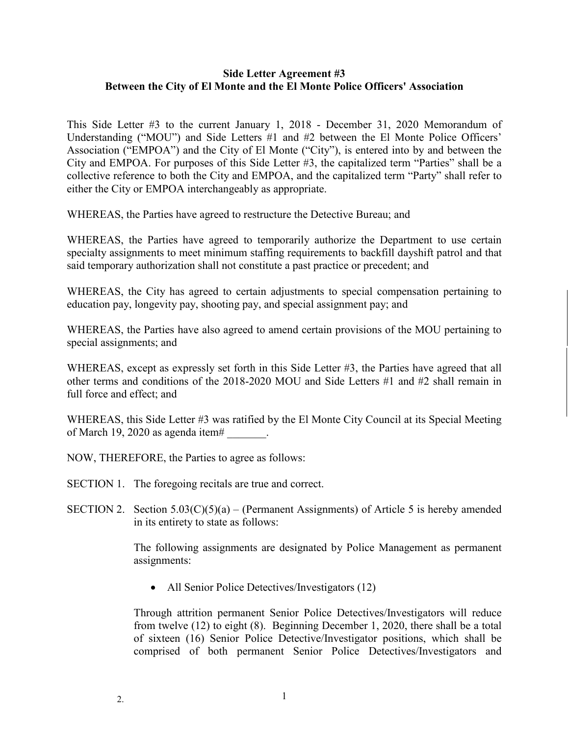**Side Letter Agreement #3**
**Between the City of El Monte and the El Monte Police Officers' Association**

This Side Letter #3 to the current January 1, 2018 - December 31, 2020 Memorandum of Understanding ("MOU") and Side Letters #1 and #2 between the El Monte Police Officers' Association ("EMPOA") and the City of El Monte ("City"), is entered into by and between the City and EMPOA. For purposes of this Side Letter #3, the capitalized term "Parties" shall be a collective reference to both the City and EMPOA, and the capitalized term "Party" shall refer to either the City or EMPOA interchangeably as appropriate.

WHEREAS, the Parties have agreed to restructure the Detective Bureau; and

WHEREAS, the Parties have agreed to temporarily authorize the Department to use certain specialty assignments to meet minimum staffing requirements to backfill dayshift patrol and that said temporary authorization shall not constitute a past practice or precedent; and

WHEREAS, the City has agreed to certain adjustments to special compensation pertaining to education pay, longevity pay, shooting pay, and special assignment pay; and

WHEREAS, the Parties have also agreed to amend certain provisions of the MOU pertaining to special assignments; and

WHEREAS, except as expressly set forth in this Side Letter #3, the Parties have agreed that all other terms and conditions of the 2018-2020 MOU and Side Letters #1 and #2 shall remain in full force and effect; and

WHEREAS, this Side Letter #3 was ratified by the El Monte City Council at its Special Meeting of March 19, 2020 as agenda item# _______.

NOW, THEREFORE, the Parties to agree as follows:

SECTION 1. The foregoing recitals are true and correct.

SECTION 2. Section 5.03(C)(5)(a) – (Permanent Assignments) of Article 5 is hereby amended in its entirety to state as follows:

The following assignments are designated by Police Management as permanent assignments:

- All Senior Police Detectives/Investigators (12)

Through attrition permanent Senior Police Detectives/Investigators will reduce from twelve (12) to eight (8). Beginning December 1, 2020, there shall be a total of sixteen (16) Senior Police Detective/Investigator positions, which shall be comprised of both permanent Senior Police Detectives/Investigators and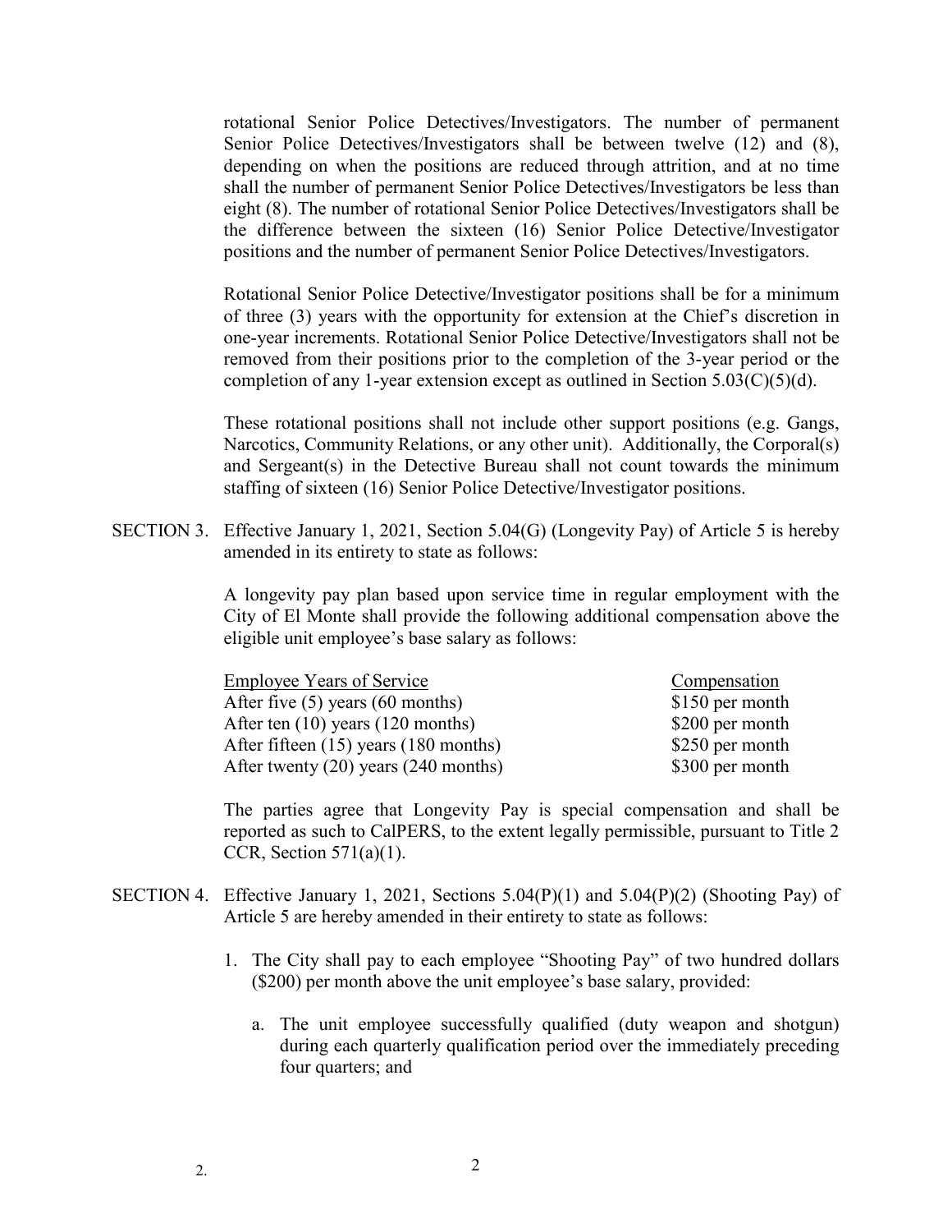rotational Senior Police Detectives/Investigators. The number of permanent Senior Police Detectives/Investigators shall be between twelve (12) and (8), depending on when the positions are reduced through attrition, and at no time shall the number of permanent Senior Police Detectives/Investigators be less than eight (8). The number of rotational Senior Police Detectives/Investigators shall be the difference between the sixteen (16) Senior Police Detective/Investigator positions and the number of permanent Senior Police Detectives/Investigators.

Rotational Senior Police Detective/Investigator positions shall be for a minimum of three (3) years with the opportunity for extension at the Chief's discretion in one-year increments. Rotational Senior Police Detective/Investigators shall not be removed from their positions prior to the completion of the 3-year period or the completion of any 1-year extension except as outlined in Section 5.03(C)(5)(d).

These rotational positions shall not include other support positions (e.g. Gangs, Narcotics, Community Relations, or any other unit). Additionally, the Corporal(s) and Sergeant(s) in the Detective Bureau shall not count towards the minimum staffing of sixteen (16) Senior Police Detective/Investigator positions.

SECTION 3. Effective January 1, 2021, Section 5.04(G) (Longevity Pay) of Article 5 is hereby amended in its entirety to state as follows:

A longevity pay plan based upon service time in regular employment with the City of El Monte shall provide the following additional compensation above the eligible unit employee's base salary as follows:

| Employee Years of Service | Compensation |
|---|---|
| After five (5) years (60 months) | \$150 per month |
| After ten (10) years (120 months) | \$200 per month |
| After fifteen (15) years (180 months) | \$250 per month |
| After twenty (20) years (240 months) | \$300 per month |

The parties agree that Longevity Pay is special compensation and shall be reported as such to CalPERS, to the extent legally permissible, pursuant to Title 2 CCR, Section 571(a)(1).

SECTION 4. Effective January 1, 2021, Sections 5.04(P)(1) and 5.04(P)(2) (Shooting Pay) of Article 5 are hereby amended in their entirety to state as follows:

1. The City shall pay to each employee "Shooting Pay" of two hundred dollars (\$200) per month above the unit employee's base salary, provided:

   a. The unit employee successfully qualified (duty weapon and shotgun) during each quarterly qualification period over the immediately preceding four quarters; and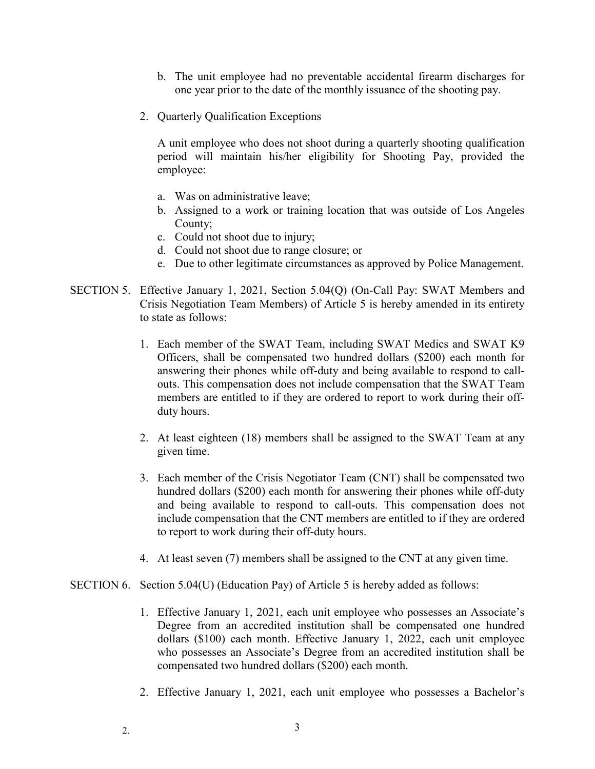b. The unit employee had no preventable accidental firearm discharges for one year prior to the date of the monthly issuance of the shooting pay.

2. Quarterly Qualification Exceptions

   A unit employee who does not shoot during a quarterly shooting qualification period will maintain his/her eligibility for Shooting Pay, provided the employee:

   a. Was on administrative leave;
   b. Assigned to a work or training location that was outside of Los Angeles County;
   c. Could not shoot due to injury;
   d. Could not shoot due to range closure; or
   e. Due to other legitimate circumstances as approved by Police Management.

SECTION 5. Effective January 1, 2021, Section 5.04(Q) (On-Call Pay: SWAT Members and Crisis Negotiation Team Members) of Article 5 is hereby amended in its entirety to state as follows:

1. Each member of the SWAT Team, including SWAT Medics and SWAT K9 Officers, shall be compensated two hundred dollars ($200) each month for answering their phones while off-duty and being available to respond to call-outs. This compensation does not include compensation that the SWAT Team members are entitled to if they are ordered to report to work during their off-duty hours.

2. At least eighteen (18) members shall be assigned to the SWAT Team at any given time.

3. Each member of the Crisis Negotiator Team (CNT) shall be compensated two hundred dollars ($200) each month for answering their phones while off-duty and being available to respond to call-outs. This compensation does not include compensation that the CNT members are entitled to if they are ordered to report to work during their off-duty hours.

4. At least seven (7) members shall be assigned to the CNT at any given time.

SECTION 6. Section 5.04(U) (Education Pay) of Article 5 is hereby added as follows:

1. Effective January 1, 2021, each unit employee who possesses an Associate's Degree from an accredited institution shall be compensated one hundred dollars ($100) each month. Effective January 1, 2022, each unit employee who possesses an Associate's Degree from an accredited institution shall be compensated two hundred dollars ($200) each month.

2. Effective January 1, 2021, each unit employee who possesses a Bachelor's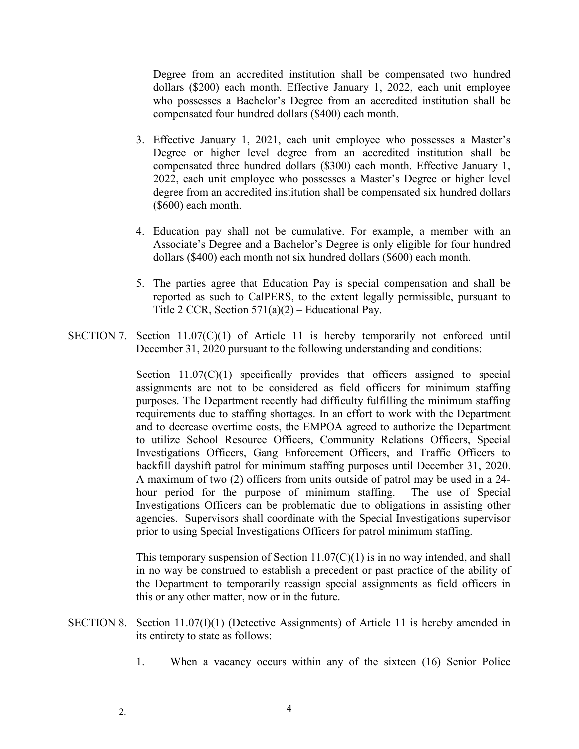Degree from an accredited institution shall be compensated two hundred dollars ($200) each month. Effective January 1, 2022, each unit employee who possesses a Bachelor's Degree from an accredited institution shall be compensated four hundred dollars ($400) each month.

3. Effective January 1, 2021, each unit employee who possesses a Master's Degree or higher level degree from an accredited institution shall be compensated three hundred dollars ($300) each month. Effective January 1, 2022, each unit employee who possesses a Master's Degree or higher level degree from an accredited institution shall be compensated six hundred dollars ($600) each month.

4. Education pay shall not be cumulative. For example, a member with an Associate's Degree and a Bachelor's Degree is only eligible for four hundred dollars ($400) each month not six hundred dollars ($600) each month.

5. The parties agree that Education Pay is special compensation and shall be reported as such to CalPERS, to the extent legally permissible, pursuant to Title 2 CCR, Section 571(a)(2) – Educational Pay.

SECTION 7. Section 11.07(C)(1) of Article 11 is hereby temporarily not enforced until December 31, 2020 pursuant to the following understanding and conditions:

Section 11.07(C)(1) specifically provides that officers assigned to special assignments are not to be considered as field officers for minimum staffing purposes. The Department recently had difficulty fulfilling the minimum staffing requirements due to staffing shortages. In an effort to work with the Department and to decrease overtime costs, the EMPOA agreed to authorize the Department to utilize School Resource Officers, Community Relations Officers, Special Investigations Officers, Gang Enforcement Officers, and Traffic Officers to backfill dayshift patrol for minimum staffing purposes until December 31, 2020. A maximum of two (2) officers from units outside of patrol may be used in a 24-hour period for the purpose of minimum staffing. The use of Special Investigations Officers can be problematic due to obligations in assisting other agencies. Supervisors shall coordinate with the Special Investigations supervisor prior to using Special Investigations Officers for patrol minimum staffing.

This temporary suspension of Section 11.07(C)(1) is in no way intended, and shall in no way be construed to establish a precedent or past practice of the ability of the Department to temporarily reassign special assignments as field officers in this or any other matter, now or in the future.

SECTION 8. Section 11.07(I)(1) (Detective Assignments) of Article 11 is hereby amended in its entirety to state as follows:

1. When a vacancy occurs within any of the sixteen (16) Senior Police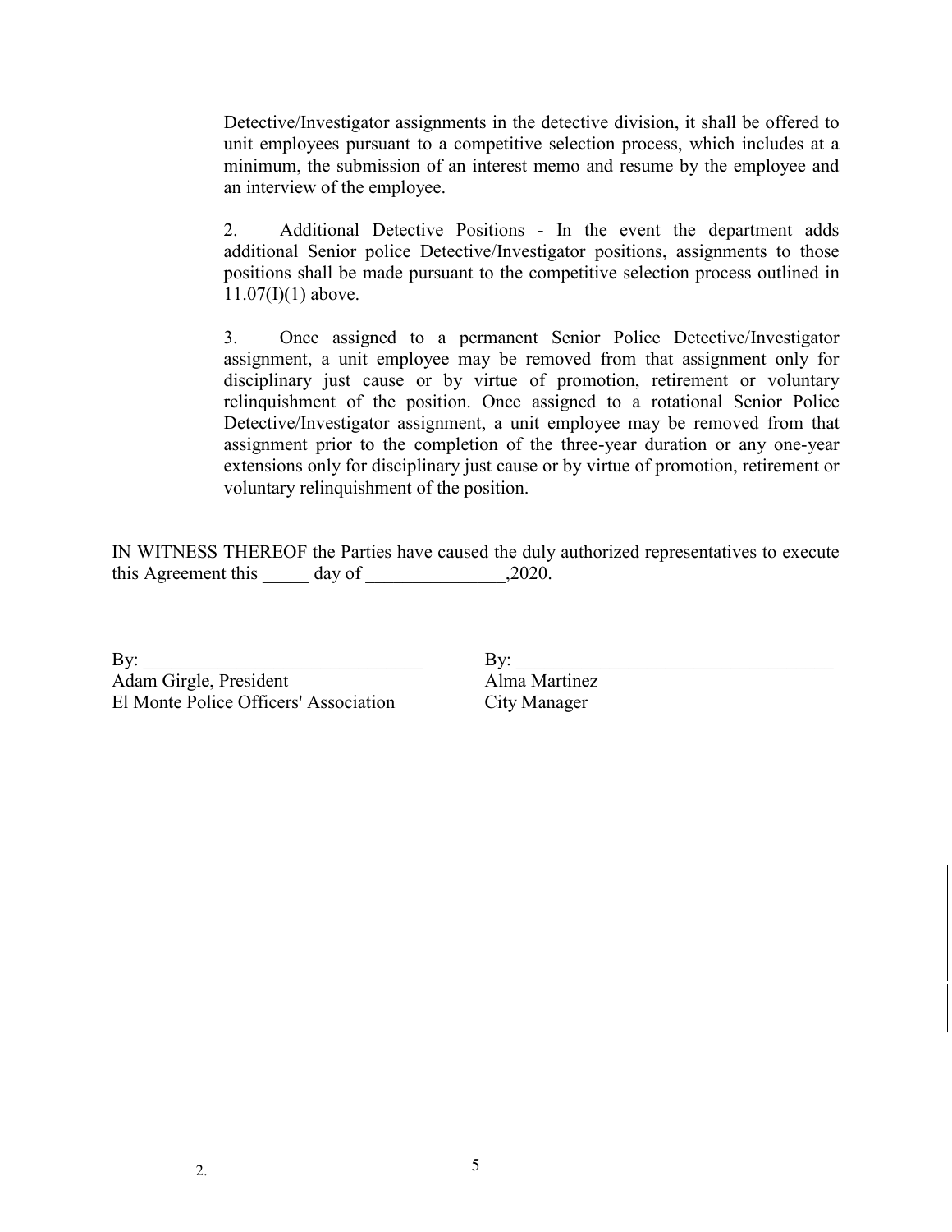Detective/Investigator assignments in the detective division, it shall be offered to unit employees pursuant to a competitive selection process, which includes at a minimum, the submission of an interest memo and resume by the employee and an interview of the employee.

2. Additional Detective Positions - In the event the department adds additional Senior police Detective/Investigator positions, assignments to those positions shall be made pursuant to the competitive selection process outlined in 11.07(I)(1) above.

3. Once assigned to a permanent Senior Police Detective/Investigator assignment, a unit employee may be removed from that assignment only for disciplinary just cause or by virtue of promotion, retirement or voluntary relinquishment of the position. Once assigned to a rotational Senior Police Detective/Investigator assignment, a unit employee may be removed from that assignment prior to the completion of the three-year duration or any one-year extensions only for disciplinary just cause or by virtue of promotion, retirement or voluntary relinquishment of the position.

IN WITNESS THEREOF the Parties have caused the duly authorized representatives to execute this Agreement this _____ day of _______________,2020.

| | |
|---|---|
| By: ______________________________ | By: ___________________________________ |
| Adam Girgle, President | Alma Martinez |
| El Monte Police Officers' Association | City Manager |